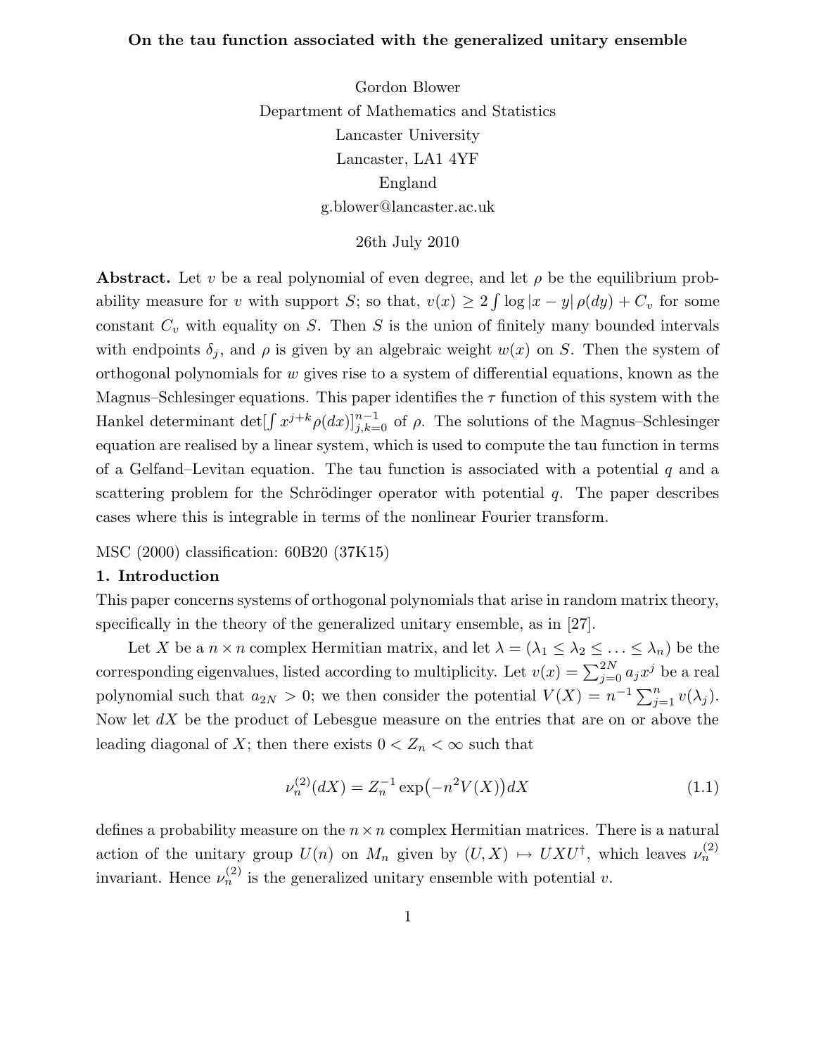**On the tau function associated with the generalized unitary ensemble**

Gordon Blower
Department of Mathematics and Statistics
Lancaster University
Lancaster, LA1 4YF
England
g.blower@lancaster.ac.uk

26th July 2010

**Abstract.** Let $v$ be a real polynomial of even degree, and let $\rho$ be the equilibrium probability measure for $v$ with support $S$; so that, $v(x) \geq 2\int \log|x-y|\,\rho(dy) + C_v$ for some constant $C_v$ with equality on $S$. Then $S$ is the union of finitely many bounded intervals with endpoints $\delta_j$, and $\rho$ is given by an algebraic weight $w(x)$ on $S$. Then the system of orthogonal polynomials for $w$ gives rise to a system of differential equations, known as the Magnus–Schlesinger equations. This paper identifies the $\tau$ function of this system with the Hankel determinant $\det[\int x^{j+k}\rho(dx)]_{j,k=0}^{n-1}$ of $\rho$. The solutions of the Magnus–Schlesinger equation are realised by a linear system, which is used to compute the tau function in terms of a Gelfand–Levitan equation. The tau function is associated with a potential $q$ and a scattering problem for the Schrödinger operator with potential $q$. The paper describes cases where this is integrable in terms of the nonlinear Fourier transform.

MSC (2000) classification: 60B20 (37K15)

## 1. Introduction

This paper concerns systems of orthogonal polynomials that arise in random matrix theory, specifically in the theory of the generalized unitary ensemble, as in [27].

Let $X$ be a $n\times n$ complex Hermitian matrix, and let $\lambda = (\lambda_1 \leq \lambda_2 \leq \ldots \leq \lambda_n)$ be the corresponding eigenvalues, listed according to multiplicity. Let $v(x) = \sum_{j=0}^{2N} a_j x^j$ be a real polynomial such that $a_{2N} > 0$; we then consider the potential $V(X) = n^{-1}\sum_{j=1}^{n} v(\lambda_j)$. Now let $dX$ be the product of Lebesgue measure on the entries that are on or above the leading diagonal of $X$; then there exists $0 < Z_n < \infty$ such that

$$\nu_n^{(2)}(dX) = Z_n^{-1}\exp\bigl(-n^2 V(X)\bigr)dX \tag{1.1}$$

defines a probability measure on the $n\times n$ complex Hermitian matrices. There is a natural action of the unitary group $U(n)$ on $M_n$ given by $(U, X) \mapsto UXU^\dagger$, which leaves $\nu_n^{(2)}$ invariant. Hence $\nu_n^{(2)}$ is the generalized unitary ensemble with potential $v$.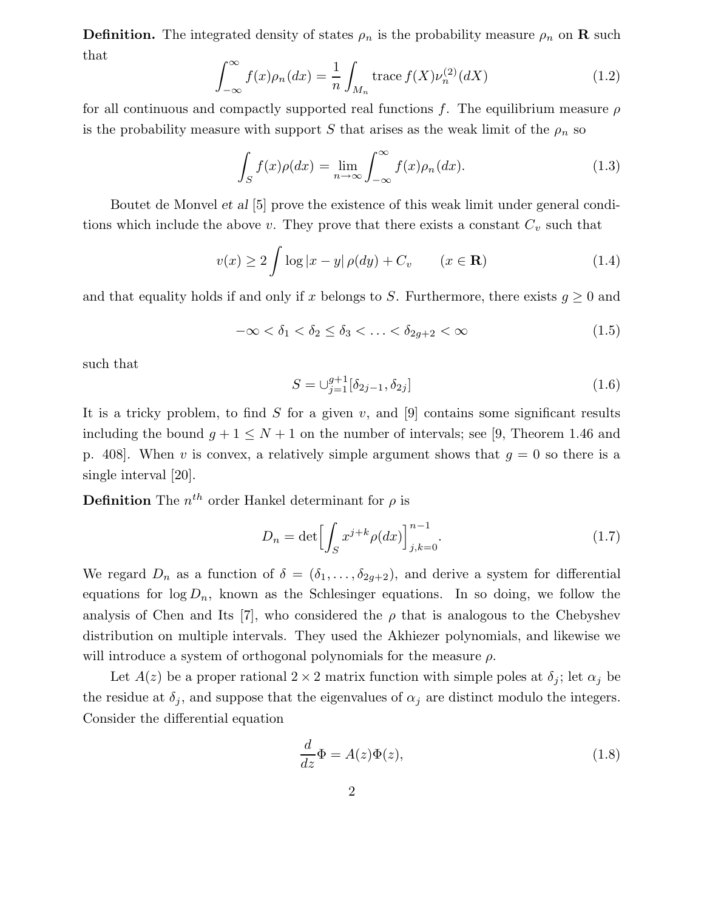**Definition.** The integrated density of states $\rho_n$ is the probability measure $\rho_n$ on $\mathbf{R}$ such that

$$\int_{-\infty}^{\infty} f(x)\rho_n(dx) = \frac{1}{n}\int_{M_n} \operatorname{trace} f(X)\nu_n^{(2)}(dX) \tag{1.2}$$

for all continuous and compactly supported real functions $f$. The equilibrium measure $\rho$ is the probability measure with support $S$ that arises as the weak limit of the $\rho_n$ so

$$\int_S f(x)\rho(dx) = \lim_{n\to\infty}\int_{-\infty}^{\infty} f(x)\rho_n(dx). \tag{1.3}$$

Boutet de Monvel *et al* [5] prove the existence of this weak limit under general conditions which include the above $v$. They prove that there exists a constant $C_v$ such that

$$v(x) \geq 2\int \log|x-y|\,\rho(dy) + C_v \qquad (x \in \mathbf{R}) \tag{1.4}$$

and that equality holds if and only if $x$ belongs to $S$. Furthermore, there exists $g \geq 0$ and

$$-\infty < \delta_1 < \delta_2 \leq \delta_3 < \ldots < \delta_{2g+2} < \infty \tag{1.5}$$

such that

$$S = \cup_{j=1}^{g+1}[\delta_{2j-1}, \delta_{2j}] \tag{1.6}$$

It is a tricky problem, to find $S$ for a given $v$, and [9] contains some significant results including the bound $g+1 \leq N+1$ on the number of intervals; see [9, Theorem 1.46 and p. 408]. When $v$ is convex, a relatively simple argument shows that $g = 0$ so there is a single interval [20].

**Definition** The $n^{th}$ order Hankel determinant for $\rho$ is

$$D_n = \det\Big[\int_S x^{j+k}\rho(dx)\Big]_{j,k=0}^{n-1}. \tag{1.7}$$

We regard $D_n$ as a function of $\delta = (\delta_1, \ldots, \delta_{2g+2})$, and derive a system for differential equations for $\log D_n$, known as the Schlesinger equations. In so doing, we follow the analysis of Chen and Its [7], who considered the $\rho$ that is analogous to the Chebyshev distribution on multiple intervals. They used the Akhiezer polynomials, and likewise we will introduce a system of orthogonal polynomials for the measure $\rho$.

Let $A(z)$ be a proper rational $2\times 2$ matrix function with simple poles at $\delta_j$; let $\alpha_j$ be the residue at $\delta_j$, and suppose that the eigenvalues of $\alpha_j$ are distinct modulo the integers. Consider the differential equation

$$\frac{d}{dz}\Phi = A(z)\Phi(z), \tag{1.8}$$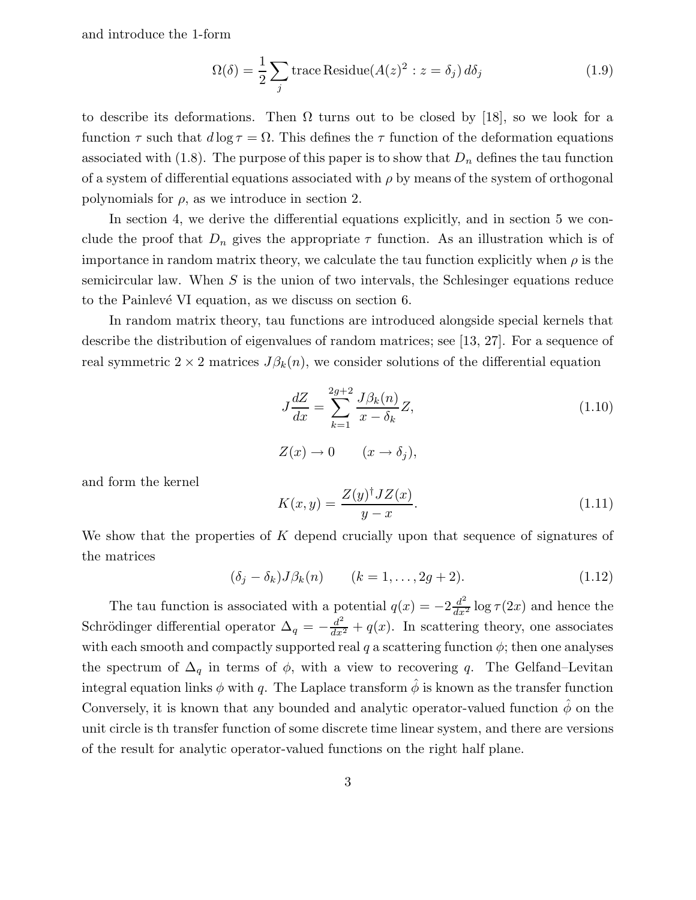and introduce the 1-form

$$\Omega(\delta) = \frac{1}{2}\sum_j \operatorname{trace}\operatorname{Residue}(A(z)^2 : z = \delta_j)\, d\delta_j \tag{1.9}$$

to describe its deformations. Then $\Omega$ turns out to be closed by [18], so we look for a function $\tau$ such that $d\log\tau = \Omega$. This defines the $\tau$ function of the deformation equations associated with (1.8). The purpose of this paper is to show that $D_n$ defines the tau function of a system of differential equations associated with $\rho$ by means of the system of orthogonal polynomials for $\rho$, as we introduce in section 2.

In section 4, we derive the differential equations explicitly, and in section 5 we conclude the proof that $D_n$ gives the appropriate $\tau$ function. As an illustration which is of importance in random matrix theory, we calculate the tau function explicitly when $\rho$ is the semicircular law. When $S$ is the union of two intervals, the Schlesinger equations reduce to the Painlevé VI equation, as we discuss on section 6.

In random matrix theory, tau functions are introduced alongside special kernels that describe the distribution of eigenvalues of random matrices; see [13, 27]. For a sequence of real symmetric $2\times 2$ matrices $J\beta_k(n)$, we consider solutions of the differential equation

$$J\frac{dZ}{dx} = \sum_{k=1}^{2g+2} \frac{J\beta_k(n)}{x-\delta_k} Z, \tag{1.10}$$

$$Z(x) \to 0 \qquad (x \to \delta_j),$$

and form the kernel

$$K(x,y) = \frac{Z(y)^\dagger J Z(x)}{y-x}. \tag{1.11}$$

We show that the properties of $K$ depend crucially upon that sequence of signatures of the matrices

$$(\delta_j - \delta_k)J\beta_k(n) \qquad (k = 1, \dots, 2g+2). \tag{1.12}$$

The tau function is associated with a potential $q(x) = -2\frac{d^2}{dx^2}\log\tau(2x)$ and hence the Schrödinger differential operator $\Delta_q = -\frac{d^2}{dx^2} + q(x)$. In scattering theory, one associates with each smooth and compactly supported real $q$ a scattering function $\phi$; then one analyses the spectrum of $\Delta_q$ in terms of $\phi$, with a view to recovering $q$. The Gelfand–Levitan integral equation links $\phi$ with $q$. The Laplace transform $\hat{\phi}$ is known as the transfer function Conversely, it is known that any bounded and analytic operator-valued function $\hat{\phi}$ on the unit circle is th transfer function of some discrete time linear system, and there are versions of the result for analytic operator-valued functions on the right half plane.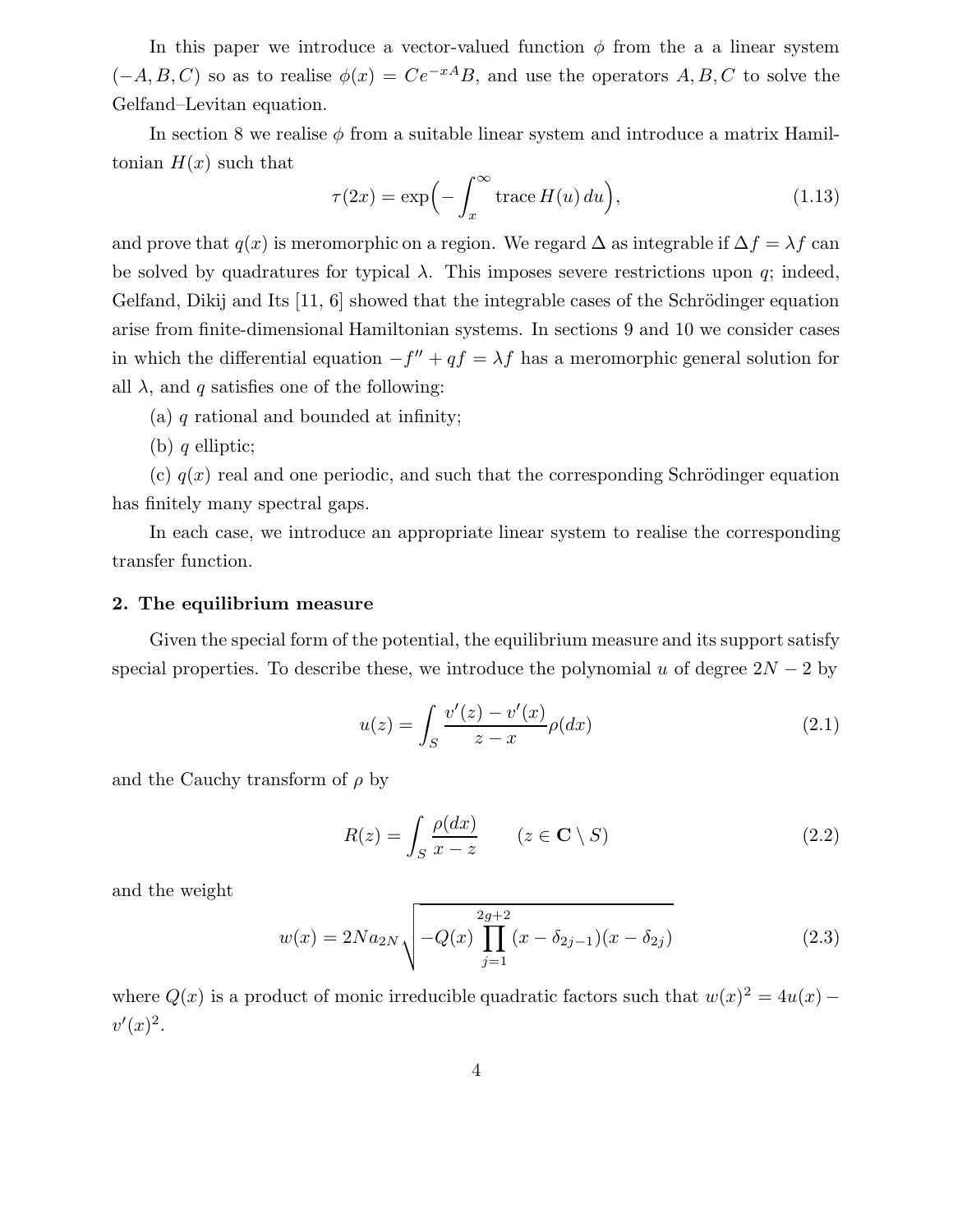In this paper we introduce a vector-valued function $\phi$ from the a a linear system $(-A, B, C)$ so as to realise $\phi(x) = Ce^{-xA}B$, and use the operators $A, B, C$ to solve the Gelfand–Levitan equation.

In section 8 we realise $\phi$ from a suitable linear system and introduce a matrix Hamiltonian $H(x)$ such that

$$\tau(2x) = \exp\Bigl(-\int_x^\infty \operatorname{trace} H(u)\,du\Bigr), \tag{1.13}$$

and prove that $q(x)$ is meromorphic on a region. We regard $\Delta$ as integrable if $\Delta f = \lambda f$ can be solved by quadratures for typical $\lambda$. This imposes severe restrictions upon $q$; indeed, Gelfand, Dikij and Its [11, 6] showed that the integrable cases of the Schrödinger equation arise from finite-dimensional Hamiltonian systems. In sections 9 and 10 we consider cases in which the differential equation $-f'' + qf = \lambda f$ has a meromorphic general solution for all $\lambda$, and $q$ satisfies one of the following:

(a) $q$ rational and bounded at infinity;

(b) $q$ elliptic;

(c) $q(x)$ real and one periodic, and such that the corresponding Schrödinger equation has finitely many spectral gaps.

In each case, we introduce an appropriate linear system to realise the corresponding transfer function.

## 2. The equilibrium measure

Given the special form of the potential, the equilibrium measure and its support satisfy special properties. To describe these, we introduce the polynomial $u$ of degree $2N-2$ by

$$u(z) = \int_S \frac{v'(z) - v'(x)}{z - x}\rho(dx) \tag{2.1}$$

and the Cauchy transform of $\rho$ by

$$R(z) = \int_S \frac{\rho(dx)}{x - z} \qquad (z \in \mathbf{C} \setminus S) \tag{2.2}$$

and the weight

$$w(x) = 2Na_{2N}\sqrt{-Q(x)\prod_{j=1}^{2g+2}(x - \delta_{2j-1})(x - \delta_{2j})} \tag{2.3}$$

where $Q(x)$ is a product of monic irreducible quadratic factors such that $w(x)^2 = 4u(x) - v'(x)^2$.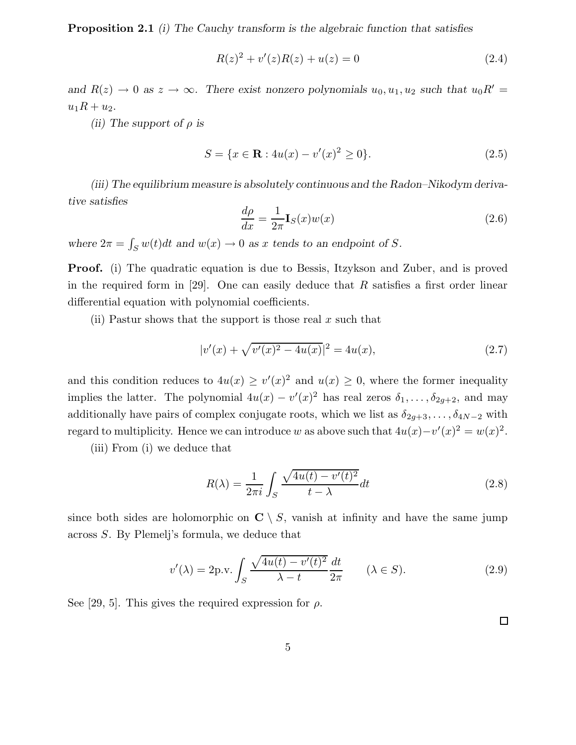**Proposition 2.1** *(i) The Cauchy transform is the algebraic function that satisfies*

$$R(z)^2 + v'(z)R(z) + u(z) = 0 \tag{2.4}$$

*and $R(z) \to 0$ as $z \to \infty$. There exist nonzero polynomials $u_0, u_1, u_2$ such that $u_0 R' = u_1 R + u_2$.*

*(ii) The support of $\rho$ is*

$$S = \{x \in \mathbf{R} : 4u(x) - v'(x)^2 \geq 0\}. \tag{2.5}$$

*(iii) The equilibrium measure is absolutely continuous and the Radon–Nikodym derivative satisfies*

$$\frac{d\rho}{dx} = \frac{1}{2\pi}\mathbf{I}_S(x)w(x) \tag{2.6}$$

*where $2\pi = \int_S w(t)dt$ and $w(x) \to 0$ as $x$ tends to an endpoint of $S$.*

**Proof.** (i) The quadratic equation is due to Bessis, Itzykson and Zuber, and is proved in the required form in [29]. One can easily deduce that $R$ satisfies a first order linear differential equation with polynomial coefficients.

(ii) Pastur shows that the support is those real $x$ such that

$$|v'(x) + \sqrt{v'(x)^2 - 4u(x)}|^2 = 4u(x), \tag{2.7}$$

and this condition reduces to $4u(x) \geq v'(x)^2$ and $u(x) \geq 0$, where the former inequality implies the latter. The polynomial $4u(x) - v'(x)^2$ has real zeros $\delta_1, \dots, \delta_{2g+2}$, and may additionally have pairs of complex conjugate roots, which we list as $\delta_{2g+3}, \dots, \delta_{4N-2}$ with regard to multiplicity. Hence we can introduce $w$ as above such that $4u(x) - v'(x)^2 = w(x)^2$.

(iii) From (i) we deduce that

$$R(\lambda) = \frac{1}{2\pi i}\int_S \frac{\sqrt{4u(t) - v'(t)^2}}{t - \lambda}dt \tag{2.8}$$

since both sides are holomorphic on $\mathbf{C} \setminus S$, vanish at infinity and have the same jump across $S$. By Plemelj's formula, we deduce that

$$v'(\lambda) = 2\text{p.v.}\int_S \frac{\sqrt{4u(t) - v'(t)^2}}{\lambda - t}\frac{dt}{2\pi} \qquad (\lambda \in S). \tag{2.9}$$

See [29, 5]. This gives the required expression for $\rho$.

□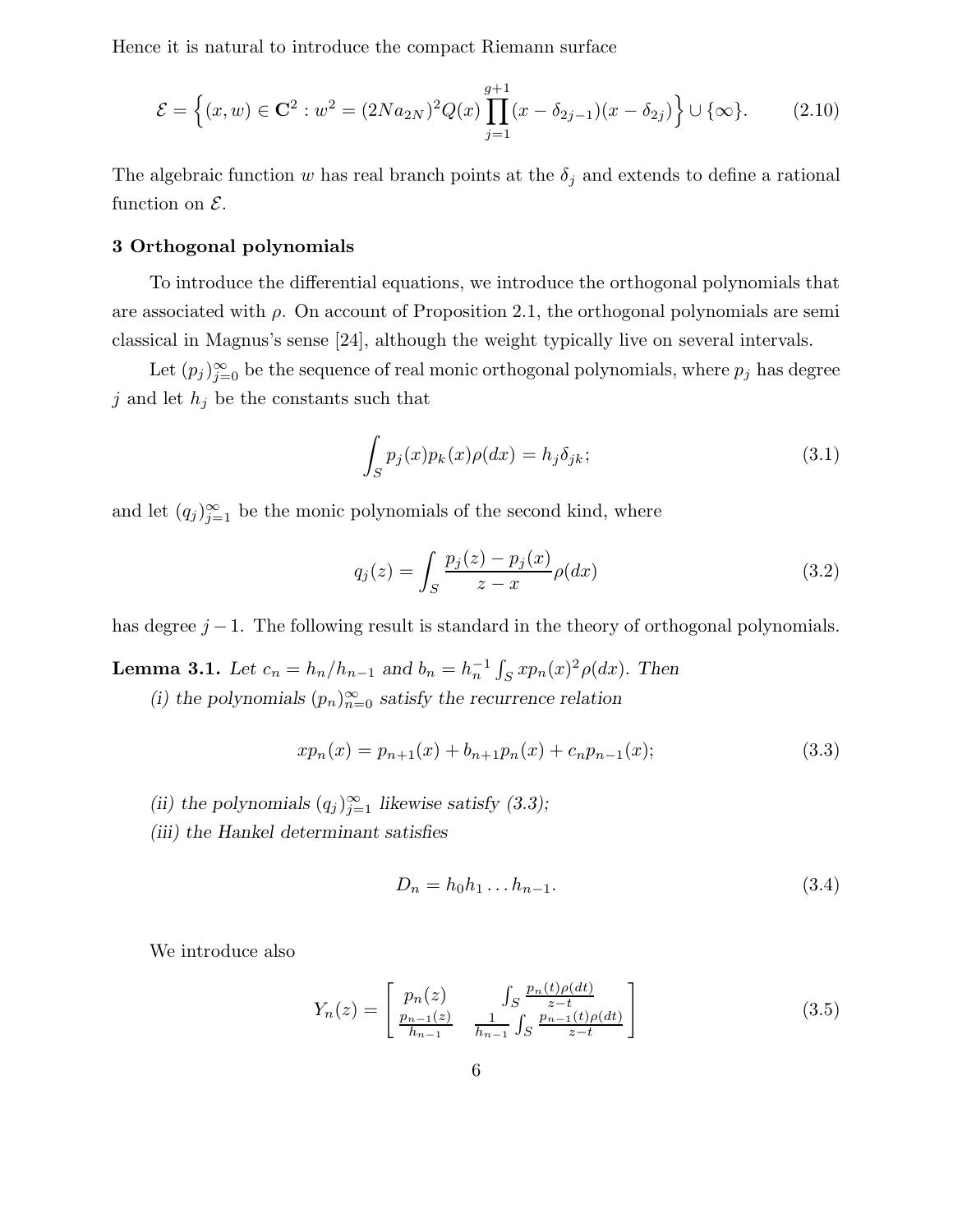Hence it is natural to introduce the compact Riemann surface

$$\mathcal{E} = \Big\{(x,w) \in \mathbf{C}^2 : w^2 = (2Na_{2N})^2 Q(x) \prod_{j=1}^{g+1} (x-\delta_{2j-1})(x-\delta_{2j})\Big\} \cup \{\infty\}. \tag{2.10}$$

The algebraic function $w$ has real branch points at the $\delta_j$ and extends to define a rational function on $\mathcal{E}$.

## 3 Orthogonal polynomials

To introduce the differential equations, we introduce the orthogonal polynomials that are associated with $\rho$. On account of Proposition 2.1, the orthogonal polynomials are semi classical in Magnus's sense [24], although the weight typically live on several intervals.

Let $(p_j)_{j=0}^\infty$ be the sequence of real monic orthogonal polynomials, where $p_j$ has degree $j$ and let $h_j$ be the constants such that

$$\int_S p_j(x) p_k(x) \rho(dx) = h_j \delta_{jk}; \tag{3.1}$$

and let $(q_j)_{j=1}^\infty$ be the monic polynomials of the second kind, where

$$q_j(z) = \int_S \frac{p_j(z) - p_j(x)}{z-x} \rho(dx) \tag{3.2}$$

has degree $j-1$. The following result is standard in the theory of orthogonal polynomials.

**Lemma 3.1.** *Let $c_n = h_n/h_{n-1}$ and $b_n = h_n^{-1}\int_S x p_n(x)^2 \rho(dx)$. Then*

*(i) the polynomials $(p_n)_{n=0}^\infty$ satisfy the recurrence relation*

$$x p_n(x) = p_{n+1}(x) + b_{n+1} p_n(x) + c_n p_{n-1}(x); \tag{3.3}$$

*(ii) the polynomials $(q_j)_{j=1}^\infty$ likewise satisfy (3.3);*

*(iii) the Hankel determinant satisfies*

$$D_n = h_0 h_1 \dots h_{n-1}. \tag{3.4}$$

We introduce also

$$Y_n(z) = \begin{bmatrix} p_n(z) & \int_S \frac{p_n(t)\rho(dt)}{z-t} \\ \frac{p_{n-1}(z)}{h_{n-1}} & \frac{1}{h_{n-1}} \int_S \frac{p_{n-1}(t)\rho(dt)}{z-t} \end{bmatrix} \tag{3.5}$$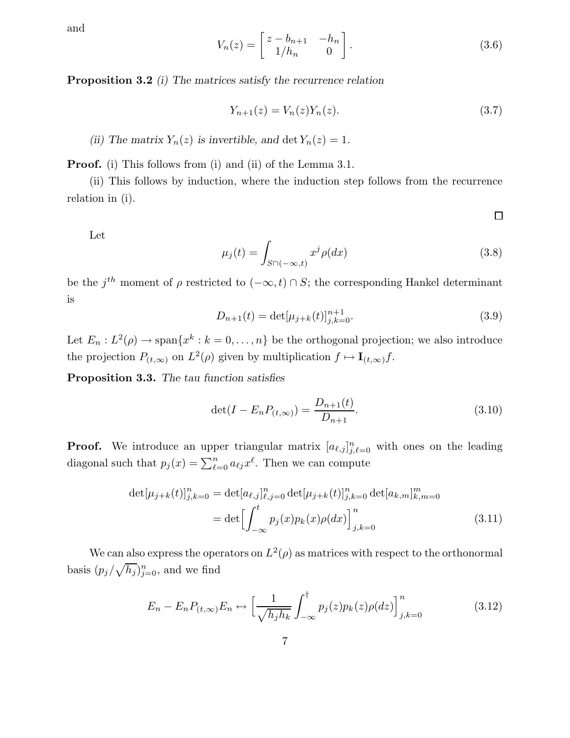and

$$V_n(z) = \begin{bmatrix} z - b_{n+1} & -h_n \\ 1/h_n & 0 \end{bmatrix}. \tag{3.6}$$

**Proposition 3.2** *(i) The matrices satisfy the recurrence relation*

$$Y_{n+1}(z) = V_n(z) Y_n(z). \tag{3.7}$$

*(ii) The matrix $Y_n(z)$ is invertible, and* $\det Y_n(z) = 1$.

**Proof.** (i) This follows from (i) and (ii) of the Lemma 3.1.

(ii) This follows by induction, where the induction step follows from the recurrence relation in (i).

□

Let

$$\mu_j(t) = \int_{S \cap (-\infty, t)} x^j \rho(dx) \tag{3.8}$$

be the $j^{th}$ moment of $\rho$ restricted to $(-\infty, t) \cap S$; the corresponding Hankel determinant is

$$D_{n+1}(t) = \det[\mu_{j+k}(t)]_{j,k=0}^{n+1}. \tag{3.9}$$

Let $E_n : L^2(\rho) \to \mathrm{span}\{x^k : k = 0, \dots, n\}$ be the orthogonal projection; we also introduce the projection $P_{(t,\infty)}$ on $L^2(\rho)$ given by multiplication $f \mapsto \mathbf{I}_{(t,\infty)} f$.

**Proposition 3.3.** *The tau function satisfies*

$$\det(I - E_n P_{(t,\infty)}) = \frac{D_{n+1}(t)}{D_{n+1}}. \tag{3.10}$$

**Proof.** We introduce an upper triangular matrix $[a_{\ell,j}]_{j,\ell=0}^n$ with ones on the leading diagonal such that $p_j(x) = \sum_{\ell=0}^n a_{\ell j} x^\ell$. Then we can compute

$$\begin{aligned} \det[\mu_{j+k}(t)]_{j,k=0}^n &= \det[a_{\ell,j}]_{\ell,j=0}^n \det[\mu_{j+k}(t)]_{j,k=0}^n \det[a_{k,m}]_{k,m=0}^m \\ &= \det\Big[\int_{-\infty}^t p_j(x) p_k(x) \rho(dx)\Big]_{j,k=0}^n \end{aligned} \tag{3.11}$$

We can also express the operators on $L^2(\rho)$ as matrices with respect to the orthonormal basis $(p_j/\sqrt{h_j})_{j=0}^n$, and we find

$$E_n - E_n P_{(t,\infty)} E_n \leftrightarrow \Big[\frac{1}{\sqrt{h_j h_k}} \int_{-\infty}^{\dagger} p_j(z) p_k(z) \rho(dz)\Big]_{j,k=0}^n \tag{3.12}$$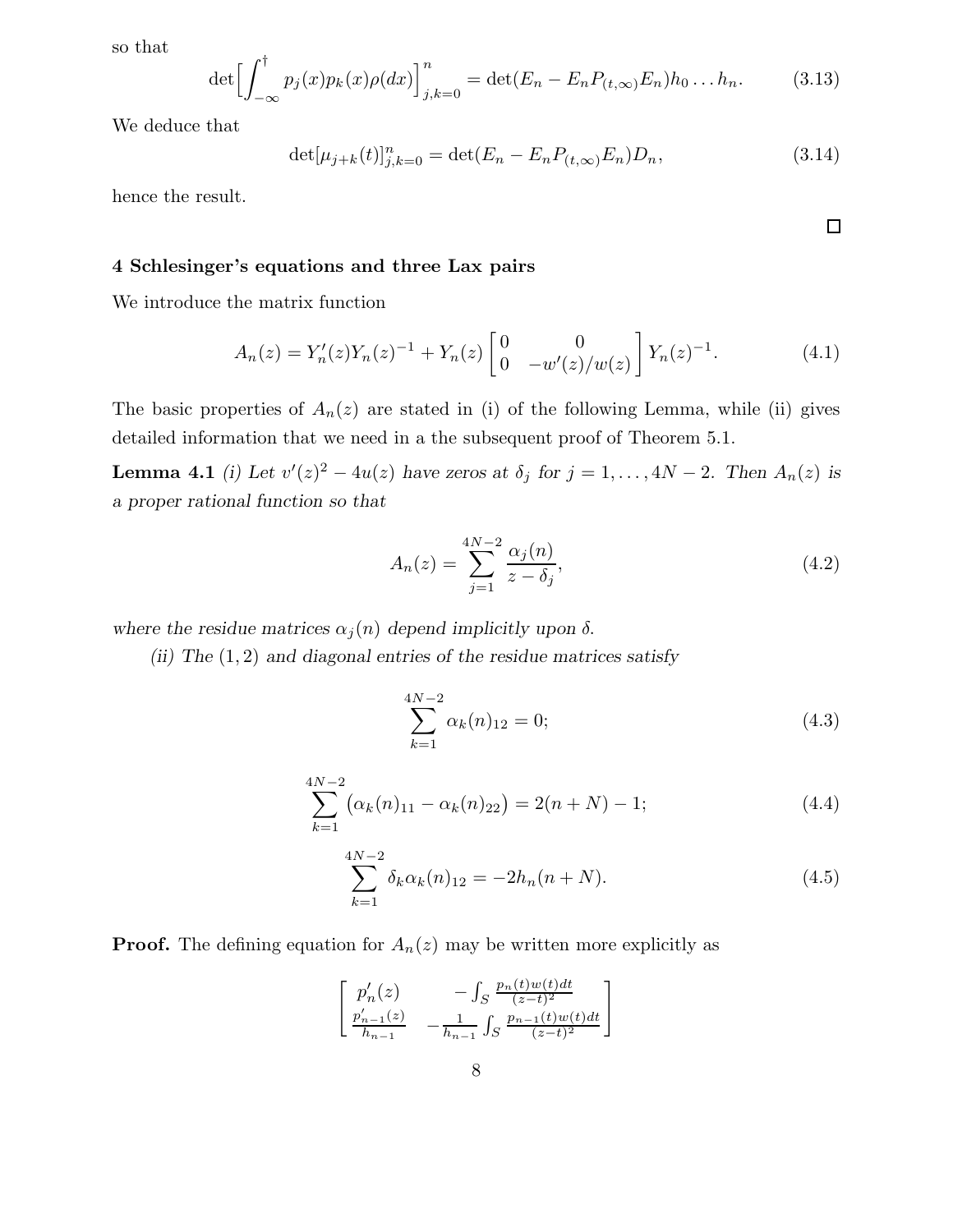so that

$$\det\Big[\int_{-\infty}^{\dagger} p_j(x)p_k(x)\rho(dx)\Big]_{j,k=0}^{n} = \det(E_n - E_nP_{(t,\infty)}E_n)h_0\dots h_n. \tag{3.13}$$

We deduce that

$$\det[\mu_{j+k}(t)]_{j,k=0}^{n} = \det(E_n - E_nP_{(t,\infty)}E_n)D_n, \tag{3.14}$$

hence the result.

□

## 4 Schlesinger's equations and three Lax pairs

We introduce the matrix function

$$A_n(z) = Y_n'(z)Y_n(z)^{-1} + Y_n(z)\begin{bmatrix} 0 & 0 \\ 0 & -w'(z)/w(z) \end{bmatrix} Y_n(z)^{-1}. \tag{4.1}$$

The basic properties of $A_n(z)$ are stated in (i) of the following Lemma, while (ii) gives detailed information that we need in a the subsequent proof of Theorem 5.1.

**Lemma 4.1** *(i) Let $v'(z)^2 - 4u(z)$ have zeros at $\delta_j$ for $j = 1, \dots, 4N-2$. Then $A_n(z)$ is a proper rational function so that*

$$A_n(z) = \sum_{j=1}^{4N-2} \frac{\alpha_j(n)}{z - \delta_j}, \tag{4.2}$$

*where the residue matrices $\alpha_j(n)$ depend implicitly upon $\delta$.*

*(ii) The $(1,2)$ and diagonal entries of the residue matrices satisfy*

$$\sum_{k=1}^{4N-2} \alpha_k(n)_{12} = 0; \tag{4.3}$$

$$\sum_{k=1}^{4N-2} \big(\alpha_k(n)_{11} - \alpha_k(n)_{22}\big) = 2(n+N) - 1; \tag{4.4}$$

$$\sum_{k=1}^{4N-2} \delta_k \alpha_k(n)_{12} = -2h_n(n+N). \tag{4.5}$$

**Proof.** The defining equation for $A_n(z)$ may be written more explicitly as

$$\begin{bmatrix} p_n'(z) & -\int_S \frac{p_n(t)w(t)dt}{(z-t)^2} \\ \frac{p_{n-1}'(z)}{h_{n-1}} & -\frac{1}{h_{n-1}}\int_S \frac{p_{n-1}(t)w(t)dt}{(z-t)^2} \end{bmatrix}$$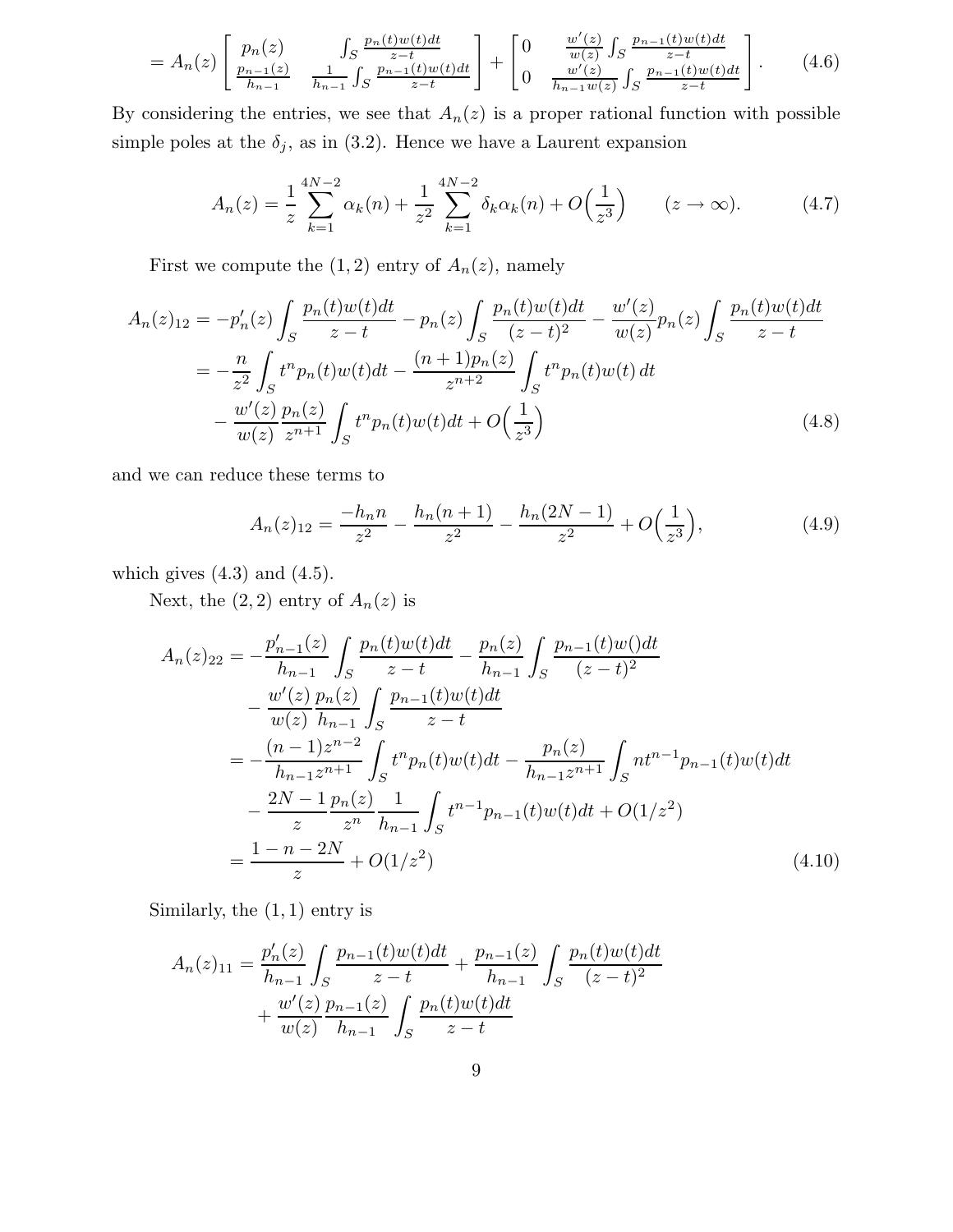$$= A_n(z) \begin{bmatrix} p_n(z) & \int_S \frac{p_n(t)w(t)dt}{z-t} \\ \frac{p_{n-1}(z)}{h_{n-1}} & \frac{1}{h_{n-1}} \int_S \frac{p_{n-1}(t)w(t)dt}{z-t} \end{bmatrix} + \begin{bmatrix} 0 & \frac{w'(z)}{w(z)} \int_S \frac{p_{n-1}(t)w(t)dt}{z-t} \\ 0 & \frac{w'(z)}{h_{n-1}w(z)} \int_S \frac{p_{n-1}(t)w(t)dt}{z-t} \end{bmatrix}. \tag{4.6}$$

By considering the entries, we see that $A_n(z)$ is a proper rational function with possible simple poles at the $\delta_j$, as in (3.2). Hence we have a Laurent expansion

$$A_n(z) = \frac{1}{z} \sum_{k=1}^{4N-2} \alpha_k(n) + \frac{1}{z^2} \sum_{k=1}^{4N-2} \delta_k \alpha_k(n) + O\Big(\frac{1}{z^3}\Big) \qquad (z \to \infty). \tag{4.7}$$

First we compute the $(1,2)$ entry of $A_n(z)$, namely

$$\begin{aligned} A_n(z)_{12} &= -p_n'(z) \int_S \frac{p_n(t)w(t)dt}{z-t} - p_n(z) \int_S \frac{p_n(t)w(t)dt}{(z-t)^2} - \frac{w'(z)}{w(z)} p_n(z) \int_S \frac{p_n(t)w(t)dt}{z-t} \\ &= -\frac{n}{z^2} \int_S t^n p_n(t)w(t)dt - \frac{(n+1)p_n(z)}{z^{n+2}} \int_S t^n p_n(t)w(t)\,dt \\ &\quad - \frac{w'(z)}{w(z)} \frac{p_n(z)}{z^{n+1}} \int_S t^n p_n(t)w(t)dt + O\Big(\frac{1}{z^3}\Big) \end{aligned} \tag{4.8}$$

and we can reduce these terms to

$$A_n(z)_{12} = \frac{-h_n n}{z^2} - \frac{h_n(n+1)}{z^2} - \frac{h_n(2N-1)}{z^2} + O\Big(\frac{1}{z^3}\Big), \tag{4.9}$$

which gives (4.3) and (4.5).

Next, the $(2,2)$ entry of $A_n(z)$ is

$$\begin{aligned} A_n(z)_{22} &= -\frac{p_{n-1}'(z)}{h_{n-1}} \int_S \frac{p_n(t)w(t)dt}{z-t} - \frac{p_n(z)}{h_{n-1}} \int_S \frac{p_{n-1}(t)w()dt}{(z-t)^2} \\ &\quad - \frac{w'(z)}{w(z)} \frac{p_n(z)}{h_{n-1}} \int_S \frac{p_{n-1}(t)w(t)dt}{z-t} \\ &= -\frac{(n-1)z^{n-2}}{h_{n-1}z^{n+1}} \int_S t^n p_n(t)w(t)dt - \frac{p_n(z)}{h_{n-1}z^{n+1}} \int_S n t^{n-1} p_{n-1}(t)w(t)dt \\ &\quad - \frac{2N-1}{z} \frac{p_n(z)}{z^n} \frac{1}{h_{n-1}} \int_S t^{n-1} p_{n-1}(t)w(t)dt + O(1/z^2) \\ &= \frac{1-n-2N}{z} + O(1/z^2) \end{aligned} \tag{4.10}$$

Similarly, the $(1,1)$ entry is

$$\begin{aligned} A_n(z)_{11} &= \frac{p_n'(z)}{h_{n-1}} \int_S \frac{p_{n-1}(t)w(t)dt}{z-t} + \frac{p_{n-1}(z)}{h_{n-1}} \int_S \frac{p_n(t)w(t)dt}{(z-t)^2} \\ &\quad + \frac{w'(z)}{w(z)} \frac{p_{n-1}(z)}{h_{n-1}} \int_S \frac{p_n(t)w(t)dt}{z-t} \end{aligned}$$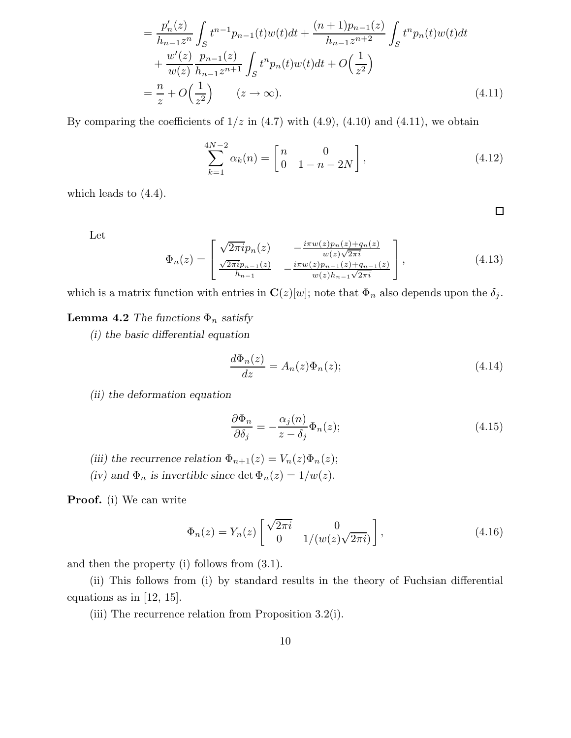$$
\begin{aligned}
&= \frac{p_n'(z)}{h_{n-1}z^n}\int_S t^{n-1}p_{n-1}(t)w(t)dt + \frac{(n+1)p_{n-1}(z)}{h_{n-1}z^{n+2}}\int_S t^n p_n(t)w(t)dt \\
&\quad + \frac{w'(z)}{w(z)}\frac{p_{n-1}(z)}{h_{n-1}z^{n+1}}\int_S t^n p_n(t)w(t)dt + O\Big(\frac{1}{z^2}\Big) \\
&= \frac{n}{z} + O\Big(\frac{1}{z^2}\Big) \qquad (z \to \infty). \qquad (4.11)
\end{aligned}
$$

By comparing the coefficients of $1/z$ in (4.7) with (4.9), (4.10) and (4.11), we obtain

$$
\sum_{k=1}^{4N-2} \alpha_k(n) = \begin{bmatrix} n & 0 \\ 0 & 1-n-2N \end{bmatrix}, \qquad (4.12)
$$

which leads to (4.4).

□

Let

$$
\Phi_n(z) = \begin{bmatrix} \sqrt{2\pi i}\,p_n(z) & -\frac{i\pi w(z)p_n(z)+q_n(z)}{w(z)\sqrt{2\pi i}} \\ \frac{\sqrt{2\pi i}\,p_{n-1}(z)}{h_{n-1}} & -\frac{i\pi w(z)p_{n-1}(z)+q_{n-1}(z)}{w(z)h_{n-1}\sqrt{2\pi i}} \end{bmatrix}, \qquad (4.13)
$$

which is a matrix function with entries in $\mathbf{C}(z)[w]$; note that $\Phi_n$ also depends upon the $\delta_j$.

**Lemma 4.2** *The functions $\Phi_n$ satisfy*

*(i) the basic differential equation*

$$
\frac{d\Phi_n(z)}{dz} = A_n(z)\Phi_n(z); \qquad (4.14)
$$

*(ii) the deformation equation*

$$
\frac{\partial \Phi_n}{\partial \delta_j} = -\frac{\alpha_j(n)}{z-\delta_j}\Phi_n(z); \qquad (4.15)
$$

*(iii) the recurrence relation $\Phi_{n+1}(z) = V_n(z)\Phi_n(z)$;*

*(iv) and $\Phi_n$ is invertible since $\det \Phi_n(z) = 1/w(z)$.*

**Proof.** (i) We can write

$$
\Phi_n(z) = Y_n(z)\begin{bmatrix} \sqrt{2\pi i} & 0 \\ 0 & 1/(w(z)\sqrt{2\pi i}) \end{bmatrix}, \qquad (4.16)
$$

and then the property (i) follows from (3.1).

(ii) This follows from (i) by standard results in the theory of Fuchsian differential equations as in [12, 15].

(iii) The recurrence relation from Proposition 3.2(i).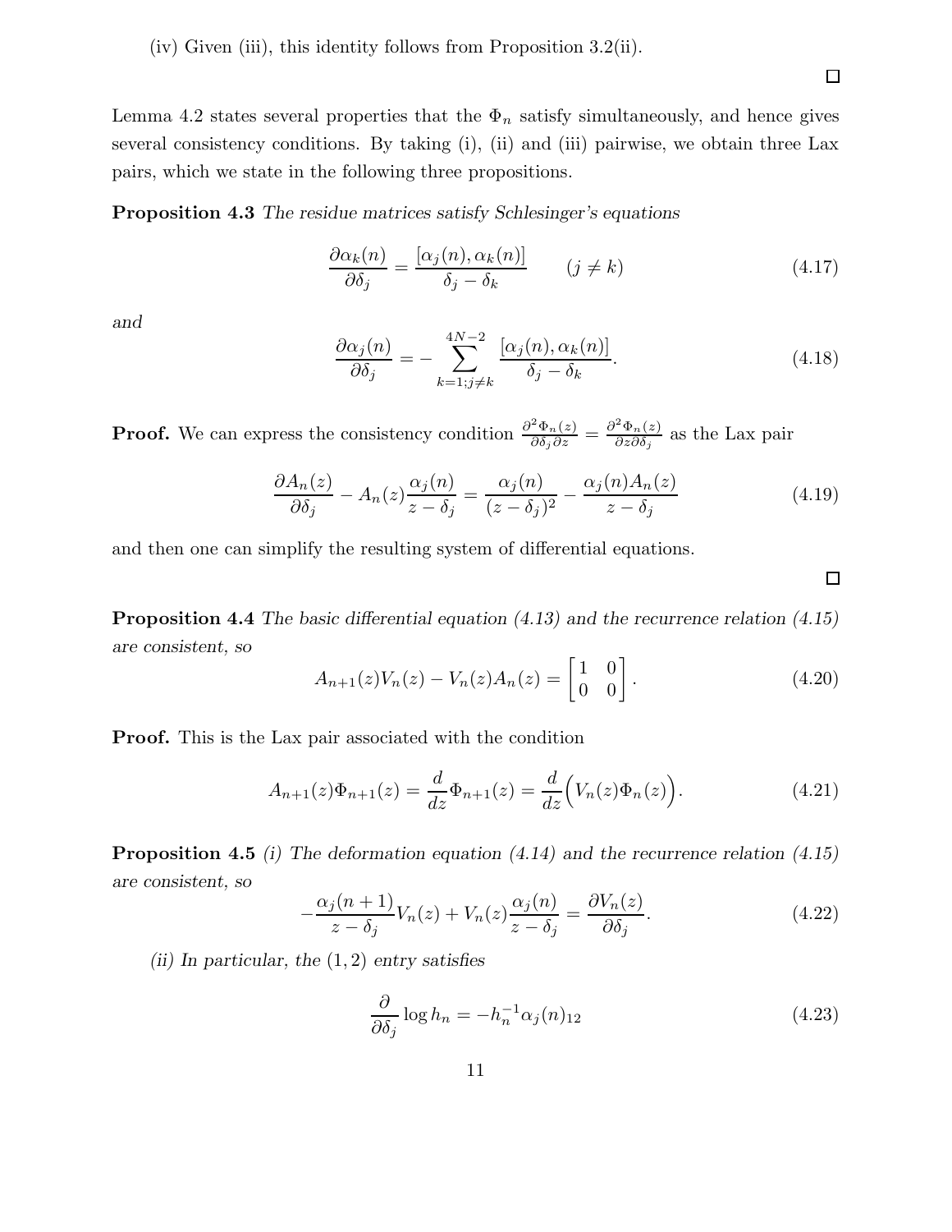(iv) Given (iii), this identity follows from Proposition 3.2(ii).

□

Lemma 4.2 states several properties that the $\Phi_n$ satisfy simultaneously, and hence gives several consistency conditions. By taking (i), (ii) and (iii) pairwise, we obtain three Lax pairs, which we state in the following three propositions.

**Proposition 4.3** *The residue matrices satisfy Schlesinger's equations*

$$\frac{\partial \alpha_k(n)}{\partial \delta_j} = \frac{[\alpha_j(n), \alpha_k(n)]}{\delta_j - \delta_k} \qquad (j \neq k) \tag{4.17}$$

*and*

$$\frac{\partial \alpha_j(n)}{\partial \delta_j} = -\sum_{k=1; j \neq k}^{4N-2} \frac{[\alpha_j(n), \alpha_k(n)]}{\delta_j - \delta_k}. \tag{4.18}$$

**Proof.** We can express the consistency condition $\frac{\partial^2 \Phi_n(z)}{\partial \delta_j \partial z} = \frac{\partial^2 \Phi_n(z)}{\partial z \partial \delta_j}$ as the Lax pair

$$\frac{\partial A_n(z)}{\partial \delta_j} - A_n(z)\frac{\alpha_j(n)}{z - \delta_j} = \frac{\alpha_j(n)}{(z-\delta_j)^2} - \frac{\alpha_j(n) A_n(z)}{z - \delta_j} \tag{4.19}$$

and then one can simplify the resulting system of differential equations.

□

**Proposition 4.4** *The basic differential equation (4.13) and the recurrence relation (4.15) are consistent, so*

$$A_{n+1}(z)V_n(z) - V_n(z)A_n(z) = \begin{bmatrix} 1 & 0 \\ 0 & 0 \end{bmatrix}. \tag{4.20}$$

**Proof.** This is the Lax pair associated with the condition

$$A_{n+1}(z)\Phi_{n+1}(z) = \frac{d}{dz}\Phi_{n+1}(z) = \frac{d}{dz}\Big(V_n(z)\Phi_n(z)\Big). \tag{4.21}$$

**Proposition 4.5** *(i) The deformation equation (4.14) and the recurrence relation (4.15) are consistent, so*

$$-\frac{\alpha_j(n+1)}{z-\delta_j}V_n(z) + V_n(z)\frac{\alpha_j(n)}{z-\delta_j} = \frac{\partial V_n(z)}{\partial \delta_j}. \tag{4.22}$$

*(ii) In particular, the $(1,2)$ entry satisfies*

$$\frac{\partial}{\partial \delta_j} \log h_n = -h_n^{-1} \alpha_j(n)_{12} \tag{4.23}$$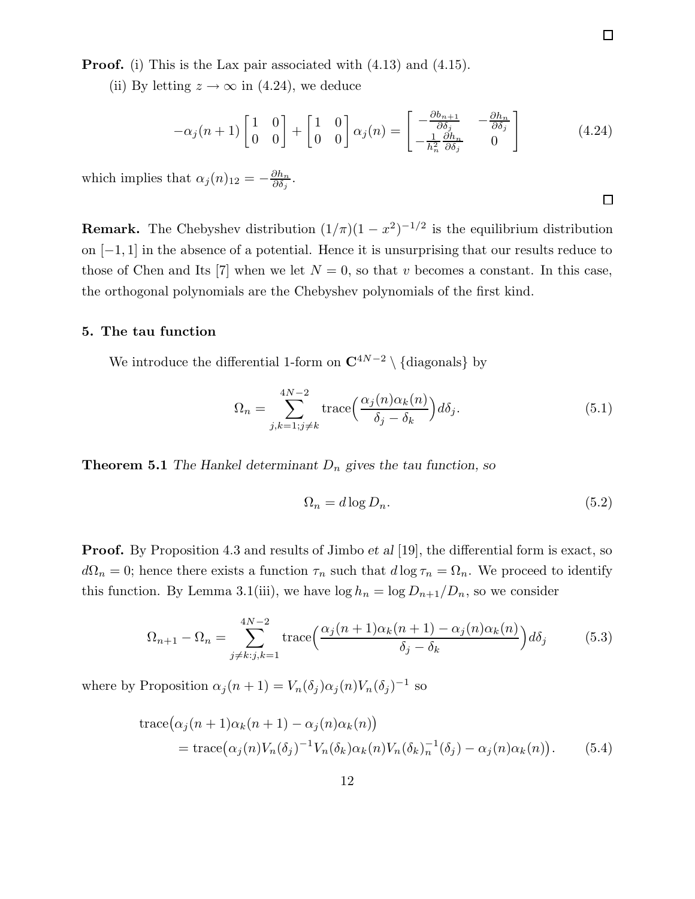□

**Proof.** (i) This is the Lax pair associated with (4.13) and (4.15).

(ii) By letting $z \to \infty$ in (4.24), we deduce

$$-\alpha_j(n+1)\begin{bmatrix}1 & 0\\ 0 & 0\end{bmatrix} + \begin{bmatrix}1 & 0\\ 0 & 0\end{bmatrix}\alpha_j(n) = \begin{bmatrix}-\frac{\partial b_{n+1}}{\partial \delta_j} & -\frac{\partial h_n}{\partial \delta_j}\\ -\frac{1}{h_n^2}\frac{\partial h_n}{\partial \delta_j} & 0\end{bmatrix} \tag{4.24}$$

which implies that $\alpha_j(n)_{12} = -\frac{\partial h_n}{\partial \delta_j}$.

□

**Remark.** The Chebyshev distribution $(1/\pi)(1-x^2)^{-1/2}$ is the equilibrium distribution on $[-1,1]$ in the absence of a potential. Hence it is unsurprising that our results reduce to those of Chen and Its [7] when we let $N = 0$, so that $v$ becomes a constant. In this case, the orthogonal polynomials are the Chebyshev polynomials of the first kind.

## 5. The tau function

We introduce the differential 1-form on $\mathbf{C}^{4N-2} \setminus \{\text{diagonals}\}$ by

$$\Omega_n = \sum_{j,k=1;j\neq k}^{4N-2} \operatorname{trace}\Big(\frac{\alpha_j(n)\alpha_k(n)}{\delta_j - \delta_k}\Big) d\delta_j. \tag{5.1}$$

**Theorem 5.1** *The Hankel determinant $D_n$ gives the tau function, so*

$$\Omega_n = d\log D_n. \tag{5.2}$$

**Proof.** By Proposition 4.3 and results of Jimbo *et al* [19], the differential form is exact, so $d\Omega_n = 0$; hence there exists a function $\tau_n$ such that $d\log\tau_n = \Omega_n$. We proceed to identify this function. By Lemma 3.1(iii), we have $\log h_n = \log D_{n+1}/D_n$, so we consider

$$\Omega_{n+1} - \Omega_n = \sum_{j\neq k:j,k=1}^{4N-2} \operatorname{trace}\Big(\frac{\alpha_j(n+1)\alpha_k(n+1) - \alpha_j(n)\alpha_k(n)}{\delta_j - \delta_k}\Big) d\delta_j \tag{5.3}$$

where by Proposition $\alpha_j(n+1) = V_n(\delta_j)\alpha_j(n)V_n(\delta_j)^{-1}$ so

$$\begin{aligned}&\operatorname{trace}\big(\alpha_j(n+1)\alpha_k(n+1) - \alpha_j(n)\alpha_k(n)\big)\\ &\qquad = \operatorname{trace}\big(\alpha_j(n)V_n(\delta_j)^{-1}V_n(\delta_k)\alpha_k(n)V_n(\delta_k)_n^{-1}(\delta_j) - \alpha_j(n)\alpha_k(n)\big).\end{aligned} \tag{5.4}$$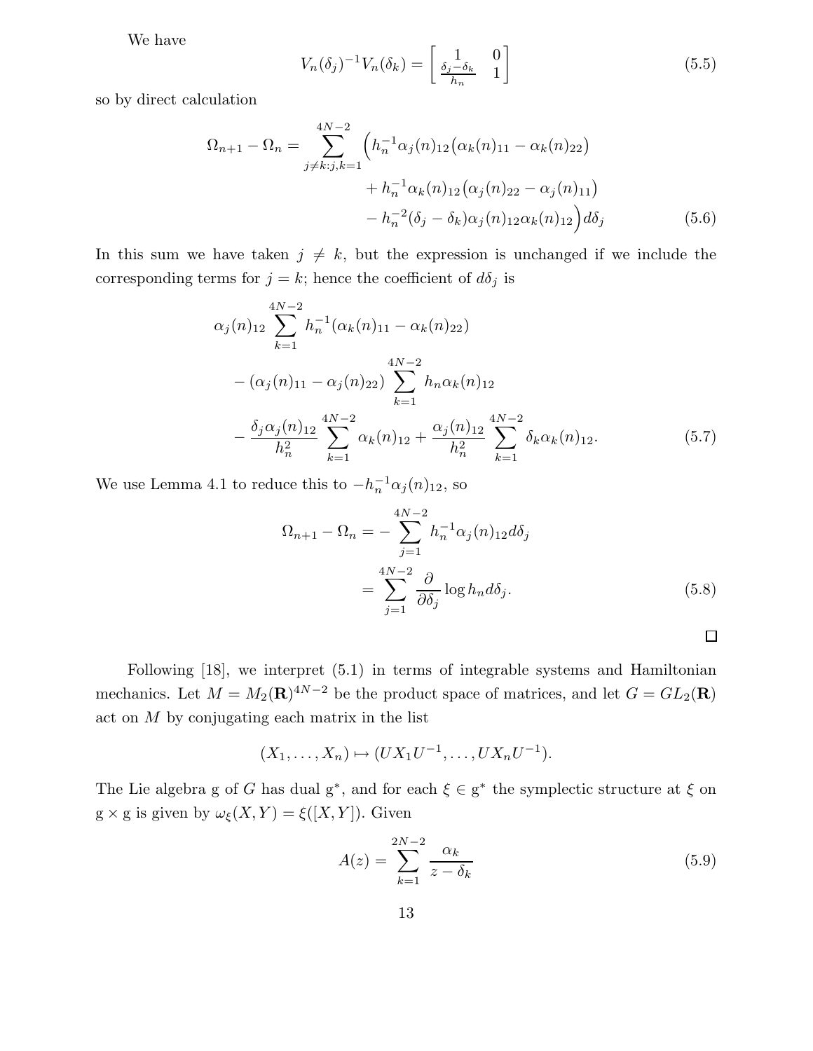We have

$$V_n(\delta_j)^{-1}V_n(\delta_k) = \begin{bmatrix} 1 & 0 \\ \frac{\delta_j-\delta_k}{h_n} & 1 \end{bmatrix} \tag{5.5}$$

so by direct calculation

$$\begin{aligned}\Omega_{n+1}-\Omega_n = \sum_{j\neq k: j,k=1}^{4N-2} \Big( & h_n^{-1}\alpha_j(n)_{12}\big(\alpha_k(n)_{11}-\alpha_k(n)_{22}\big) \\ & + h_n^{-1}\alpha_k(n)_{12}\big(\alpha_j(n)_{22}-\alpha_j(n)_{11}\big) \\ & - h_n^{-2}(\delta_j-\delta_k)\alpha_j(n)_{12}\alpha_k(n)_{12}\Big) d\delta_j \end{aligned} \tag{5.6}$$

In this sum we have taken $j \neq k$, but the expression is unchanged if we include the corresponding terms for $j = k$; hence the coefficient of $d\delta_j$ is

$$\begin{aligned} &\alpha_j(n)_{12}\sum_{k=1}^{4N-2} h_n^{-1}(\alpha_k(n)_{11}-\alpha_k(n)_{22}) \\ &-(\alpha_j(n)_{11}-\alpha_j(n)_{22})\sum_{k=1}^{4N-2} h_n\alpha_k(n)_{12} \\ &-\frac{\delta_j\alpha_j(n)_{12}}{h_n^2}\sum_{k=1}^{4N-2}\alpha_k(n)_{12}+\frac{\alpha_j(n)_{12}}{h_n^2}\sum_{k=1}^{4N-2}\delta_k\alpha_k(n)_{12}. \end{aligned} \tag{5.7}$$

We use Lemma 4.1 to reduce this to $-h_n^{-1}\alpha_j(n)_{12}$, so

$$\begin{aligned}\Omega_{n+1}-\Omega_n &= -\sum_{j=1}^{4N-2} h_n^{-1}\alpha_j(n)_{12}d\delta_j \\ &= \sum_{j=1}^{4N-2}\frac{\partial}{\partial\delta_j}\log h_n d\delta_j. \end{aligned} \tag{5.8}$$

□

Following [18], we interpret (5.1) in terms of integrable systems and Hamiltonian mechanics. Let $M = M_2(\mathbf{R})^{4N-2}$ be the product space of matrices, and let $G = GL_2(\mathbf{R})$ act on $M$ by conjugating each matrix in the list

$$(X_1,\dots,X_n)\mapsto (UX_1U^{-1},\dots,UX_nU^{-1}).$$

The Lie algebra g of $G$ has dual g$^*$, and for each $\xi \in$ g$^*$ the symplectic structure at $\xi$ on g $\times$ g is given by $\omega_\xi(X,Y) = \xi([X,Y])$. Given

$$A(z) = \sum_{k=1}^{2N-2}\frac{\alpha_k}{z-\delta_k} \tag{5.9}$$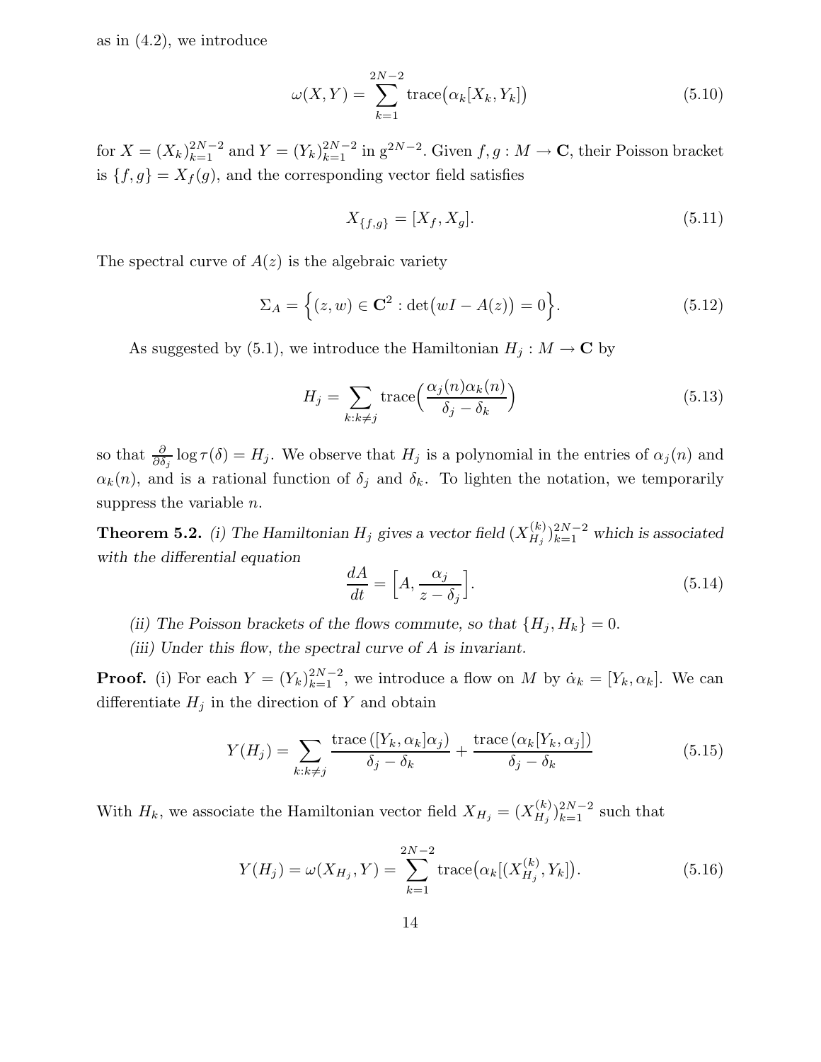as in (4.2), we introduce

$$\omega(X,Y)=\sum_{k=1}^{2N-2}\mathrm{trace}\big(\alpha_k[X_k,Y_k]\big) \tag{5.10}$$

for $X=(X_k)_{k=1}^{2N-2}$ and $Y=(Y_k)_{k=1}^{2N-2}$ in $\mathrm{g}^{2N-2}$. Given $f,g:M\to\mathbf{C}$, their Poisson bracket is $\{f,g\}=X_f(g)$, and the corresponding vector field satisfies

$$X_{\{f,g\}}=[X_f,X_g]. \tag{5.11}$$

The spectral curve of $A(z)$ is the algebraic variety

$$\Sigma_A=\Big\{(z,w)\in\mathbf{C}^2:\det\big(wI-A(z)\big)=0\Big\}. \tag{5.12}$$

As suggested by (5.1), we introduce the Hamiltonian $H_j:M\to\mathbf{C}$ by

$$H_j=\sum_{k:k\neq j}\mathrm{trace}\Big(\frac{\alpha_j(n)\alpha_k(n)}{\delta_j-\delta_k}\Big) \tag{5.13}$$

so that $\frac{\partial}{\partial\delta_j}\log\tau(\delta)=H_j$. We observe that $H_j$ is a polynomial in the entries of $\alpha_j(n)$ and $\alpha_k(n)$, and is a rational function of $\delta_j$ and $\delta_k$. To lighten the notation, we temporarily suppress the variable $n$.

**Theorem 5.2.** *(i) The Hamiltonian $H_j$ gives a vector field $(X^{(k)}_{H_j})_{k=1}^{2N-2}$ which is associated with the differential equation*

$$\frac{dA}{dt}=\Big[A,\frac{\alpha_j}{z-\delta_j}\Big]. \tag{5.14}$$

*(ii) The Poisson brackets of the flows commute, so that $\{H_j,H_k\}=0$.*

*(iii) Under this flow, the spectral curve of $A$ is invariant.*

**Proof.** (i) For each $Y=(Y_k)_{k=1}^{2N-2}$, we introduce a flow on $M$ by $\dot\alpha_k=[Y_k,\alpha_k]$. We can differentiate $H_j$ in the direction of $Y$ and obtain

$$Y(H_j)=\sum_{k:k\neq j}\frac{\mathrm{trace}\left([Y_k,\alpha_k]\alpha_j\right)}{\delta_j-\delta_k}+\frac{\mathrm{trace}\left(\alpha_k[Y_k,\alpha_j]\right)}{\delta_j-\delta_k} \tag{5.15}$$

With $H_k$, we associate the Hamiltonian vector field $X_{H_j}=(X^{(k)}_{H_j})_{k=1}^{2N-2}$ such that

$$Y(H_j)=\omega(X_{H_j},Y)=\sum_{k=1}^{2N-2}\mathrm{trace}\big(\alpha_k[(X^{(k)}_{H_j},Y_k]\big). \tag{5.16}$$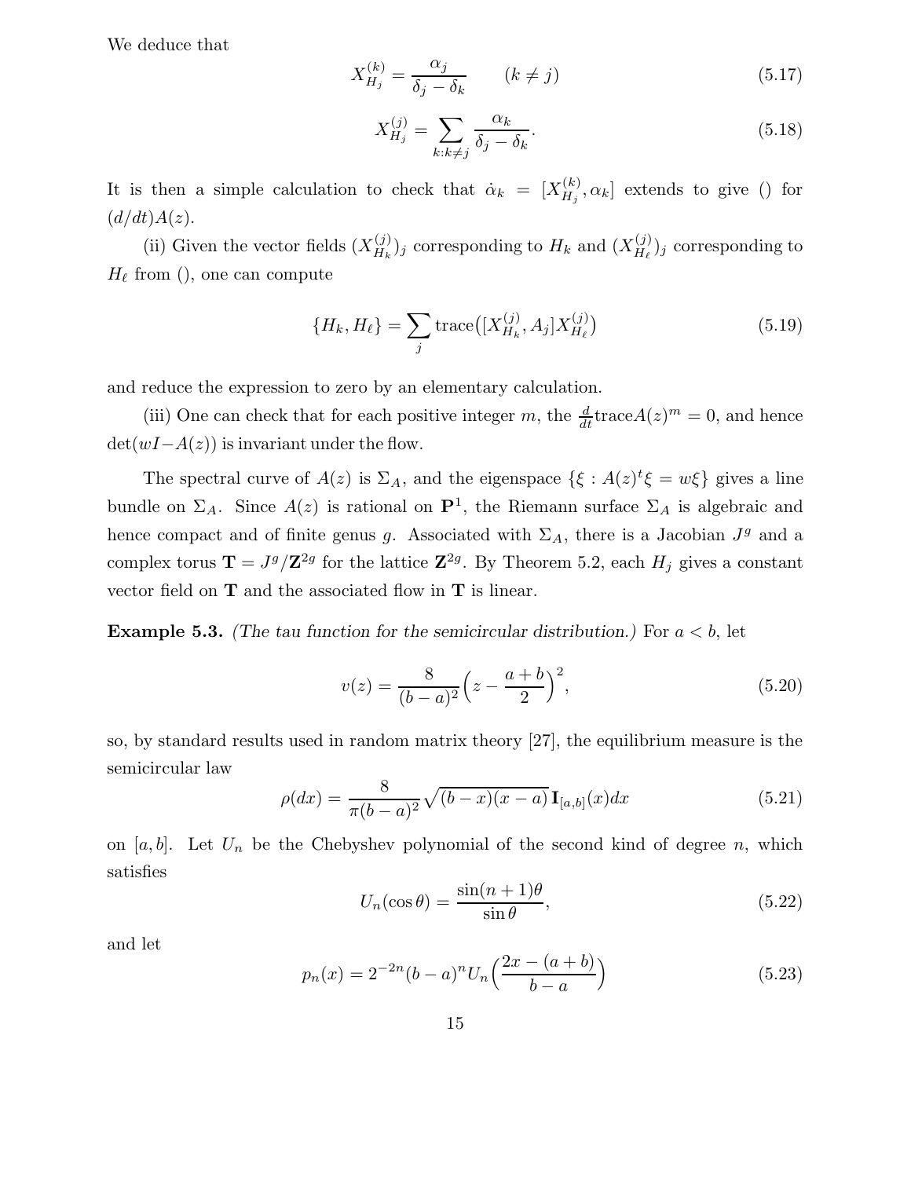We deduce that

$$X^{(k)}_{H_j} = \frac{\alpha_j}{\delta_j - \delta_k} \qquad (k \neq j) \tag{5.17}$$

$$X^{(j)}_{H_j} = \sum_{k:k\neq j} \frac{\alpha_k}{\delta_j - \delta_k}. \tag{5.18}$$

It is then a simple calculation to check that $\dot{\alpha}_k = [X^{(k)}_{H_j}, \alpha_k]$ extends to give () for $(d/dt)A(z)$.

(ii) Given the vector fields $(X^{(j)}_{H_k})_j$ corresponding to $H_k$ and $(X^{(j)}_{H_\ell})_j$ corresponding to $H_\ell$ from (), one can compute

$$\{H_k, H_\ell\} = \sum_j \operatorname{trace}\big([X^{(j)}_{H_k}, A_j]X^{(j)}_{H_\ell}\big) \tag{5.19}$$

and reduce the expression to zero by an elementary calculation.

(iii) One can check that for each positive integer $m$, the $\frac{d}{dt}\operatorname{trace} A(z)^m = 0$, and hence $\det(wI - A(z))$ is invariant under the flow.

The spectral curve of $A(z)$ is $\Sigma_A$, and the eigenspace $\{\xi : A(z)^t\xi = w\xi\}$ gives a line bundle on $\Sigma_A$. Since $A(z)$ is rational on $\mathbf{P}^1$, the Riemann surface $\Sigma_A$ is algebraic and hence compact and of finite genus $g$. Associated with $\Sigma_A$, there is a Jacobian $J^g$ and a complex torus $\mathbf{T} = J^g/\mathbf{Z}^{2g}$ for the lattice $\mathbf{Z}^{2g}$. By Theorem 5.2, each $H_j$ gives a constant vector field on $\mathbf{T}$ and the associated flow in $\mathbf{T}$ is linear.

**Example 5.3.** *(The tau function for the semicircular distribution.)* For $a < b$, let

$$v(z) = \frac{8}{(b-a)^2}\Big(z - \frac{a+b}{2}\Big)^2, \tag{5.20}$$

so, by standard results used in random matrix theory [27], the equilibrium measure is the semicircular law

$$\rho(dx) = \frac{8}{\pi(b-a)^2}\sqrt{(b-x)(x-a)}\,\mathbf{I}_{[a,b]}(x)dx \tag{5.21}$$

on $[a, b]$. Let $U_n$ be the Chebyshev polynomial of the second kind of degree $n$, which satisfies

$$U_n(\cos\theta) = \frac{\sin(n+1)\theta}{\sin\theta}, \tag{5.22}$$

and let

$$p_n(x) = 2^{-2n}(b-a)^n U_n\Big(\frac{2x-(a+b)}{b-a}\Big) \tag{5.23}$$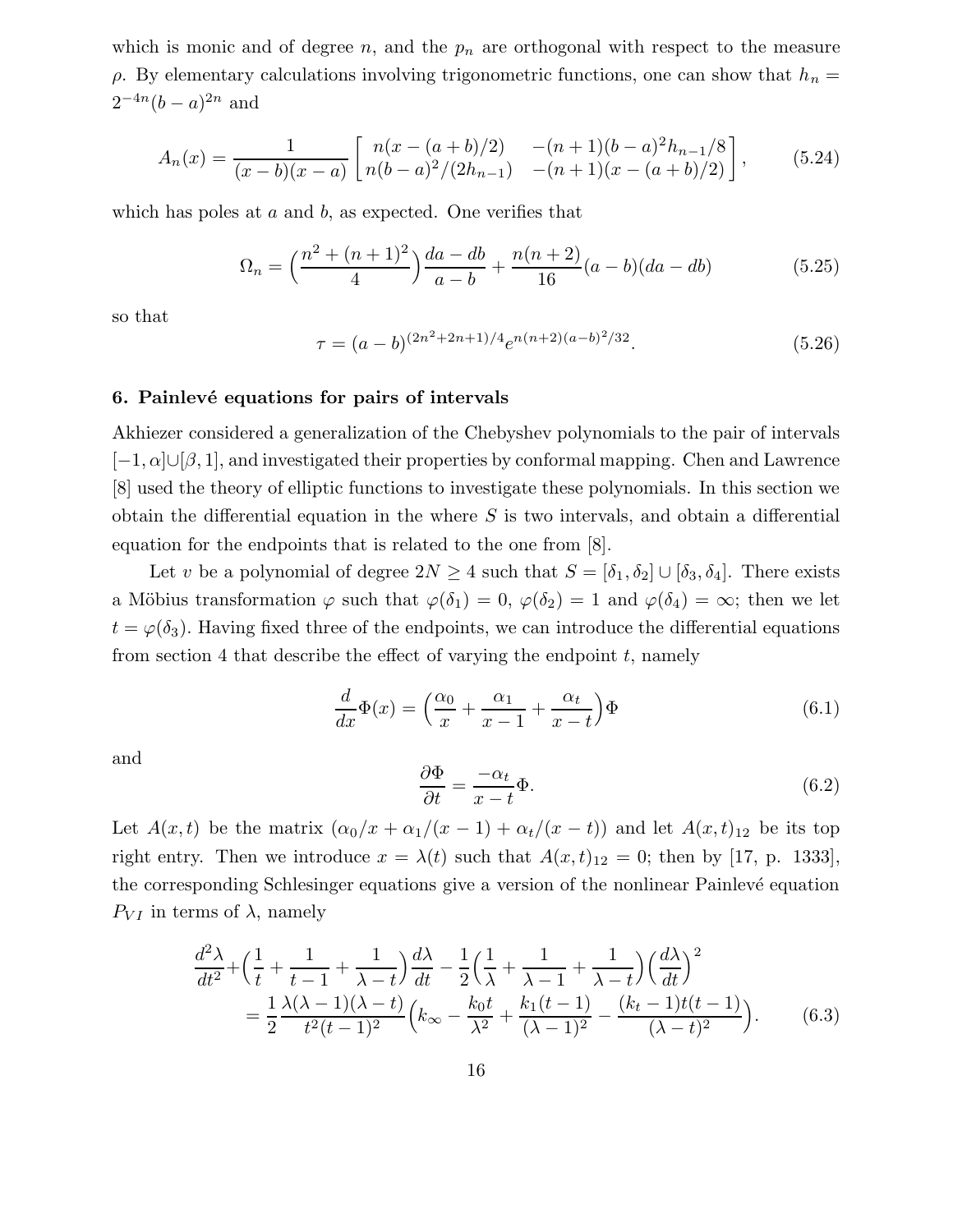which is monic and of degree $n$, and the $p_n$ are orthogonal with respect to the measure $\rho$. By elementary calculations involving trigonometric functions, one can show that $h_n = 2^{-4n}(b-a)^{2n}$ and

$$A_n(x) = \frac{1}{(x-b)(x-a)} \begin{bmatrix} n(x-(a+b)/2) & -(n+1)(b-a)^2 h_{n-1}/8 \\ n(b-a)^2/(2h_{n-1}) & -(n+1)(x-(a+b)/2) \end{bmatrix}, \tag{5.24}$$

which has poles at $a$ and $b$, as expected. One verifies that

$$\Omega_n = \Big(\frac{n^2+(n+1)^2}{4}\Big)\frac{da-db}{a-b} + \frac{n(n+2)}{16}(a-b)(da-db) \tag{5.25}$$

so that

$$\tau = (a-b)^{(2n^2+2n+1)/4} e^{n(n+2)(a-b)^2/32}. \tag{5.26}$$

## 6. Painlevé equations for pairs of intervals

Akhiezer considered a generalization of the Chebyshev polynomials to the pair of intervals $[-1,\alpha]\cup[\beta,1]$, and investigated their properties by conformal mapping. Chen and Lawrence [8] used the theory of elliptic functions to investigate these polynomials. In this section we obtain the differential equation in the where $S$ is two intervals, and obtain a differential equation for the endpoints that is related to the one from [8].

Let $v$ be a polynomial of degree $2N \geq 4$ such that $S = [\delta_1, \delta_2] \cup [\delta_3, \delta_4]$. There exists a Möbius transformation $\varphi$ such that $\varphi(\delta_1) = 0$, $\varphi(\delta_2) = 1$ and $\varphi(\delta_4) = \infty$; then we let $t = \varphi(\delta_3)$. Having fixed three of the endpoints, we can introduce the differential equations from section 4 that describe the effect of varying the endpoint $t$, namely

$$\frac{d}{dx}\Phi(x) = \Big(\frac{\alpha_0}{x} + \frac{\alpha_1}{x-1} + \frac{\alpha_t}{x-t}\Big)\Phi \tag{6.1}$$

and

$$\frac{\partial \Phi}{\partial t} = \frac{-\alpha_t}{x-t}\Phi. \tag{6.2}$$

Let $A(x,t)$ be the matrix $(\alpha_0/x + \alpha_1/(x-1) + \alpha_t/(x-t))$ and let $A(x,t)_{12}$ be its top right entry. Then we introduce $x = \lambda(t)$ such that $A(x,t)_{12} = 0$; then by [17, p. 1333], the corresponding Schlesinger equations give a version of the nonlinear Painlevé equation $P_{VI}$ in terms of $\lambda$, namely

$$\begin{aligned} \frac{d^2\lambda}{dt^2} &+ \Big(\frac{1}{t} + \frac{1}{t-1} + \frac{1}{\lambda-t}\Big)\frac{d\lambda}{dt} - \frac{1}{2}\Big(\frac{1}{\lambda} + \frac{1}{\lambda-1} + \frac{1}{\lambda-t}\Big)\Big(\frac{d\lambda}{dt}\Big)^2 \\ &= \frac{1}{2}\frac{\lambda(\lambda-1)(\lambda-t)}{t^2(t-1)^2}\Big(k_\infty - \frac{k_0 t}{\lambda^2} + \frac{k_1(t-1)}{(\lambda-1)^2} - \frac{(k_t-1)t(t-1)}{(\lambda-t)^2}\Big). \end{aligned} \tag{6.3}$$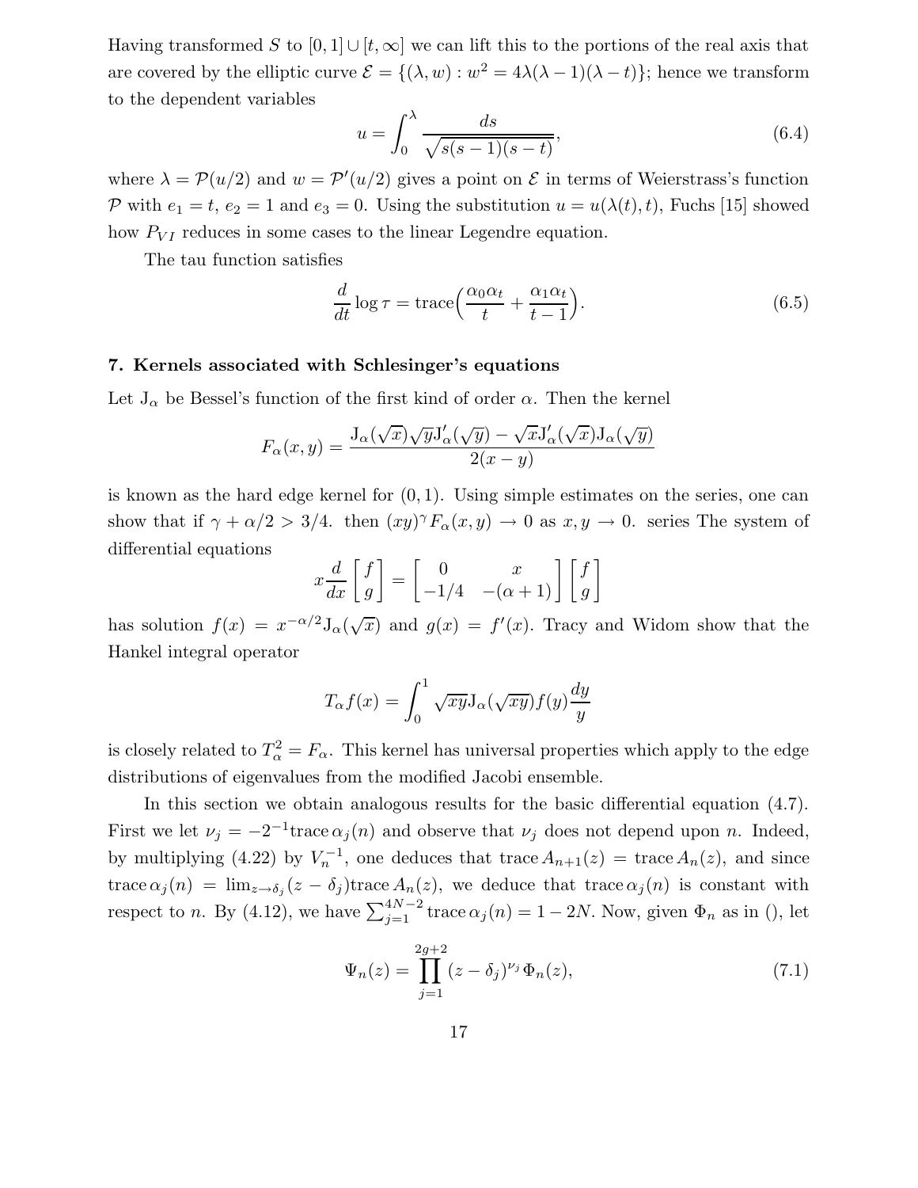Having transformed $S$ to $[0,1] \cup [t, \infty]$ we can lift this to the portions of the real axis that are covered by the elliptic curve $\mathcal{E} = \{(\lambda, w) : w^2 = 4\lambda(\lambda-1)(\lambda-t)\}$; hence we transform to the dependent variables

$$u = \int_0^\lambda \frac{ds}{\sqrt{s(s-1)(s-t)}}, \tag{6.4}$$

where $\lambda = \mathcal{P}(u/2)$ and $w = \mathcal{P}'(u/2)$ gives a point on $\mathcal{E}$ in terms of Weierstrass's function $\mathcal{P}$ with $e_1 = t$, $e_2 = 1$ and $e_3 = 0$. Using the substitution $u = u(\lambda(t), t)$, Fuchs [15] showed how $P_{VI}$ reduces in some cases to the linear Legendre equation.

The tau function satisfies

$$\frac{d}{dt} \log \tau = \operatorname{trace}\Big( \frac{\alpha_0 \alpha_t}{t} + \frac{\alpha_1 \alpha_t}{t-1} \Big). \tag{6.5}$$

## 7. Kernels associated with Schlesinger's equations

Let $\mathrm{J}_\alpha$ be Bessel's function of the first kind of order $\alpha$. Then the kernel

$$F_\alpha(x,y) = \frac{\mathrm{J}_\alpha(\sqrt{x})\sqrt{y}\mathrm{J}_\alpha'(\sqrt{y}) - \sqrt{x}\mathrm{J}_\alpha'(\sqrt{x})\mathrm{J}_\alpha(\sqrt{y})}{2(x-y)}$$

is known as the hard edge kernel for $(0,1)$. Using simple estimates on the series, one can show that if $\gamma + \alpha/2 > 3/4$. then $(xy)^\gamma F_\alpha(x,y) \to 0$ as $x, y \to 0$. series The system of differential equations

$$x \frac{d}{dx} \begin{bmatrix} f \\ g \end{bmatrix} = \begin{bmatrix} 0 & x \\ -1/4 & -(\alpha+1) \end{bmatrix} \begin{bmatrix} f \\ g \end{bmatrix}$$

has solution $f(x) = x^{-\alpha/2}\mathrm{J}_\alpha(\sqrt{x})$ and $g(x) = f'(x)$. Tracy and Widom show that the Hankel integral operator

$$T_\alpha f(x) = \int_0^1 \sqrt{xy}\mathrm{J}_\alpha(\sqrt{xy}) f(y) \frac{dy}{y}$$

is closely related to $T_\alpha^2 = F_\alpha$. This kernel has universal properties which apply to the edge distributions of eigenvalues from the modified Jacobi ensemble.

In this section we obtain analogous results for the basic differential equation (4.7). First we let $\nu_j = -2^{-1}\operatorname{trace} \alpha_j(n)$ and observe that $\nu_j$ does not depend upon $n$. Indeed, by multiplying (4.22) by $V_n^{-1}$, one deduces that $\operatorname{trace} A_{n+1}(z) = \operatorname{trace} A_n(z)$, and since $\operatorname{trace} \alpha_j(n) = \lim_{z \to \delta_j} (z - \delta_j) \operatorname{trace} A_n(z)$, we deduce that $\operatorname{trace} \alpha_j(n)$ is constant with respect to $n$. By (4.12), we have $\sum_{j=1}^{4N-2} \operatorname{trace} \alpha_j(n) = 1 - 2N$. Now, given $\Phi_n$ as in (), let

$$\Psi_n(z) = \prod_{j=1}^{2g+2} (z - \delta_j)^{\nu_j} \Phi_n(z), \tag{7.1}$$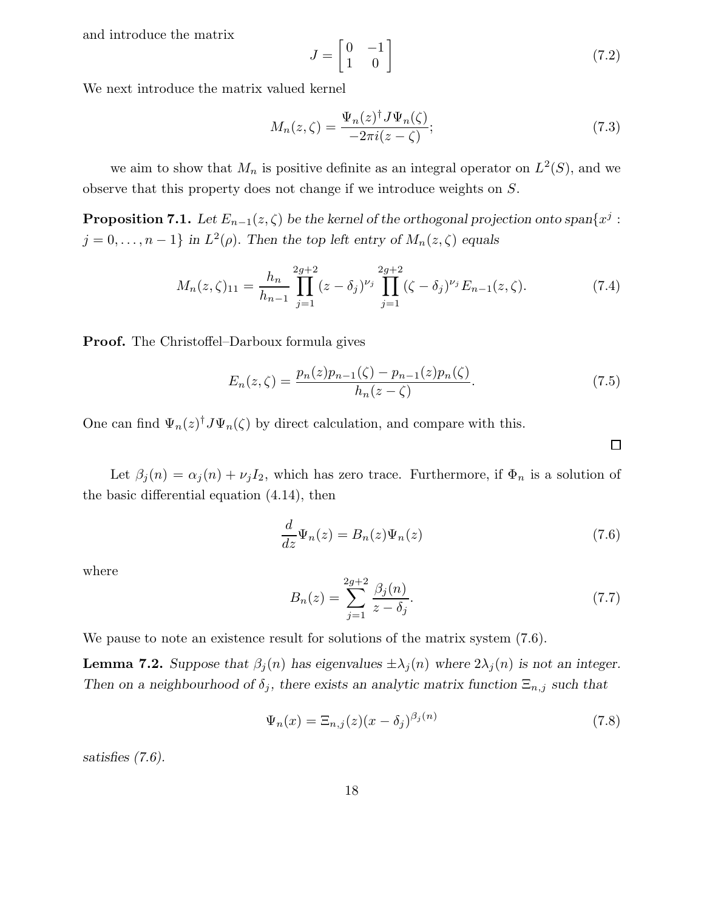and introduce the matrix

$$J = \begin{bmatrix} 0 & -1 \\ 1 & 0 \end{bmatrix} \tag{7.2}$$

We next introduce the matrix valued kernel

$$M_n(z,\zeta) = \frac{\Psi_n(z)^\dagger J \Psi_n(\zeta)}{-2\pi i(z-\zeta)}; \tag{7.3}$$

we aim to show that $M_n$ is positive definite as an integral operator on $L^2(S)$, and we observe that this property does not change if we introduce weights on $S$.

**Proposition 7.1.** *Let $E_{n-1}(z,\zeta)$ be the kernel of the orthogonal projection onto span$\{x^j : j = 0, \dots, n-1\}$ in $L^2(\rho)$. Then the top left entry of $M_n(z,\zeta)$ equals*

$$M_n(z,\zeta)_{11} = \frac{h_n}{h_{n-1}} \prod_{j=1}^{2g+2} (z-\delta_j)^{\nu_j} \prod_{j=1}^{2g+2} (\zeta-\delta_j)^{\nu_j} E_{n-1}(z,\zeta). \tag{7.4}$$

**Proof.** The Christoffel–Darboux formula gives

$$E_n(z,\zeta) = \frac{p_n(z)p_{n-1}(\zeta) - p_{n-1}(z)p_n(\zeta)}{h_n(z-\zeta)}. \tag{7.5}$$

One can find $\Psi_n(z)^\dagger J \Psi_n(\zeta)$ by direct calculation, and compare with this.

□

Let $\beta_j(n) = \alpha_j(n) + \nu_j I_2$, which has zero trace. Furthermore, if $\Phi_n$ is a solution of the basic differential equation (4.14), then

$$\frac{d}{dz}\Psi_n(z) = B_n(z)\Psi_n(z) \tag{7.6}$$

where

$$B_n(z) = \sum_{j=1}^{2g+2} \frac{\beta_j(n)}{z-\delta_j}. \tag{7.7}$$

We pause to note an existence result for solutions of the matrix system (7.6).

**Lemma 7.2.** *Suppose that $\beta_j(n)$ has eigenvalues $\pm\lambda_j(n)$ where $2\lambda_j(n)$ is not an integer. Then on a neighbourhood of $\delta_j$, there exists an analytic matrix function $\Xi_{n,j}$ such that*

$$\Psi_n(x) = \Xi_{n,j}(z)(x-\delta_j)^{\beta_j(n)} \tag{7.8}$$

*satisfies (7.6).*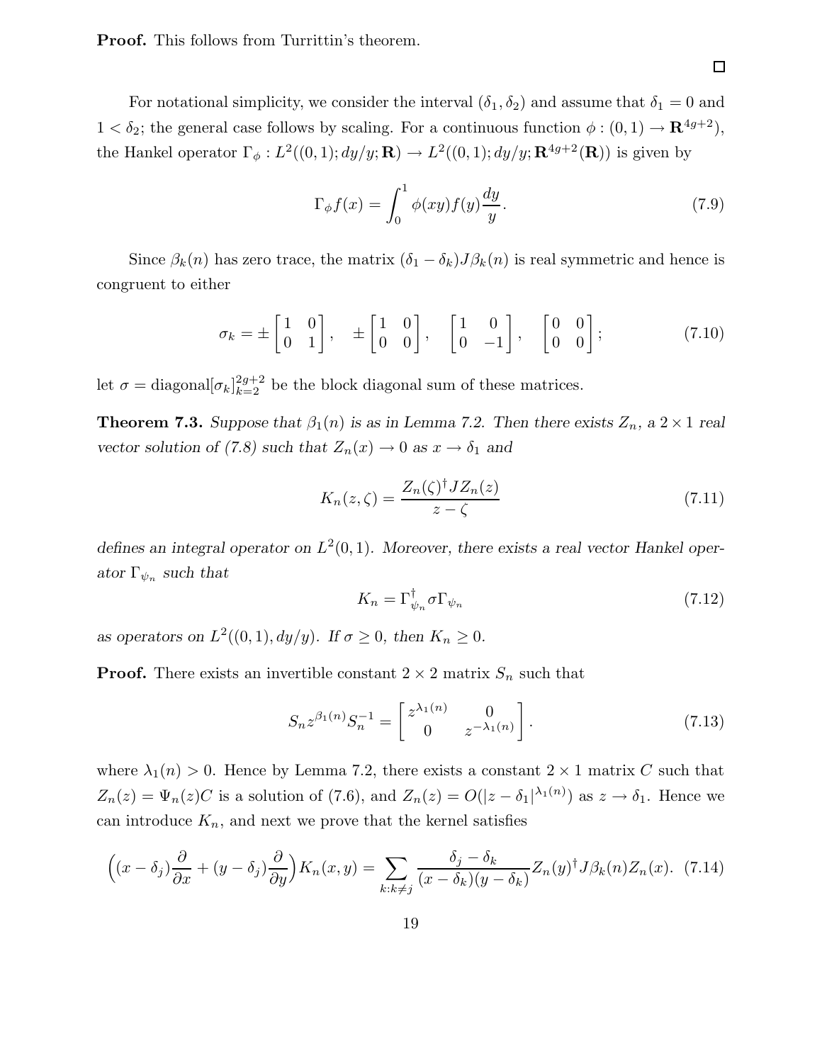**Proof.** This follows from Turrittin's theorem.

□

For notational simplicity, we consider the interval $(\delta_1, \delta_2)$ and assume that $\delta_1 = 0$ and $1 < \delta_2$; the general case follows by scaling. For a continuous function $\phi : (0,1) \to \mathbf{R}^{4g+2})$, the Hankel operator $\Gamma_\phi : L^2((0,1); dy/y; \mathbf{R}) \to L^2((0,1); dy/y; \mathbf{R}^{4g+2}(\mathbf{R}))$ is given by

$$\Gamma_\phi f(x) = \int_0^1 \phi(xy) f(y) \frac{dy}{y}. \tag{7.9}$$

Since $\beta_k(n)$ has zero trace, the matrix $(\delta_1 - \delta_k) J \beta_k(n)$ is real symmetric and hence is congruent to either

$$\sigma_k = \pm \begin{bmatrix} 1 & 0 \\ 0 & 1 \end{bmatrix}, \quad \pm \begin{bmatrix} 1 & 0 \\ 0 & 0 \end{bmatrix}, \quad \begin{bmatrix} 1 & 0 \\ 0 & -1 \end{bmatrix}, \quad \begin{bmatrix} 0 & 0 \\ 0 & 0 \end{bmatrix}; \tag{7.10}$$

let $\sigma = \mathrm{diagonal}[\sigma_k]_{k=2}^{2g+2}$ be the block diagonal sum of these matrices.

**Theorem 7.3.** *Suppose that $\beta_1(n)$ is as in Lemma 7.2. Then there exists $Z_n$, a $2 \times 1$ real vector solution of (7.8) such that $Z_n(x) \to 0$ as $x \to \delta_1$ and*

$$K_n(z, \zeta) = \frac{Z_n(\zeta)^\dagger J Z_n(z)}{z - \zeta} \tag{7.11}$$

*defines an integral operator on $L^2(0,1)$. Moreover, there exists a real vector Hankel operator $\Gamma_{\psi_n}$ such that*

$$K_n = \Gamma_{\psi_n}^\dagger \sigma \Gamma_{\psi_n} \tag{7.12}$$

*as operators on $L^2((0,1), dy/y)$. If $\sigma \geq 0$, then $K_n \geq 0$.*

**Proof.** There exists an invertible constant $2 \times 2$ matrix $S_n$ such that

$$S_n z^{\beta_1(n)} S_n^{-1} = \begin{bmatrix} z^{\lambda_1(n)} & 0 \\ 0 & z^{-\lambda_1(n)} \end{bmatrix}. \tag{7.13}$$

where $\lambda_1(n) > 0$. Hence by Lemma 7.2, there exists a constant $2 \times 1$ matrix $C$ such that $Z_n(z) = \Psi_n(z) C$ is a solution of (7.6), and $Z_n(z) = O(|z - \delta_1|^{\lambda_1(n)})$ as $z \to \delta_1$. Hence we can introduce $K_n$, and next we prove that the kernel satisfies

$$\Big( (x - \delta_j) \frac{\partial}{\partial x} + (y - \delta_j) \frac{\partial}{\partial y} \Big) K_n(x, y) = \sum_{k : k \neq j} \frac{\delta_j - \delta_k}{(x - \delta_k)(y - \delta_k)} Z_n(y)^\dagger J \beta_k(n) Z_n(x). \tag{7.14}$$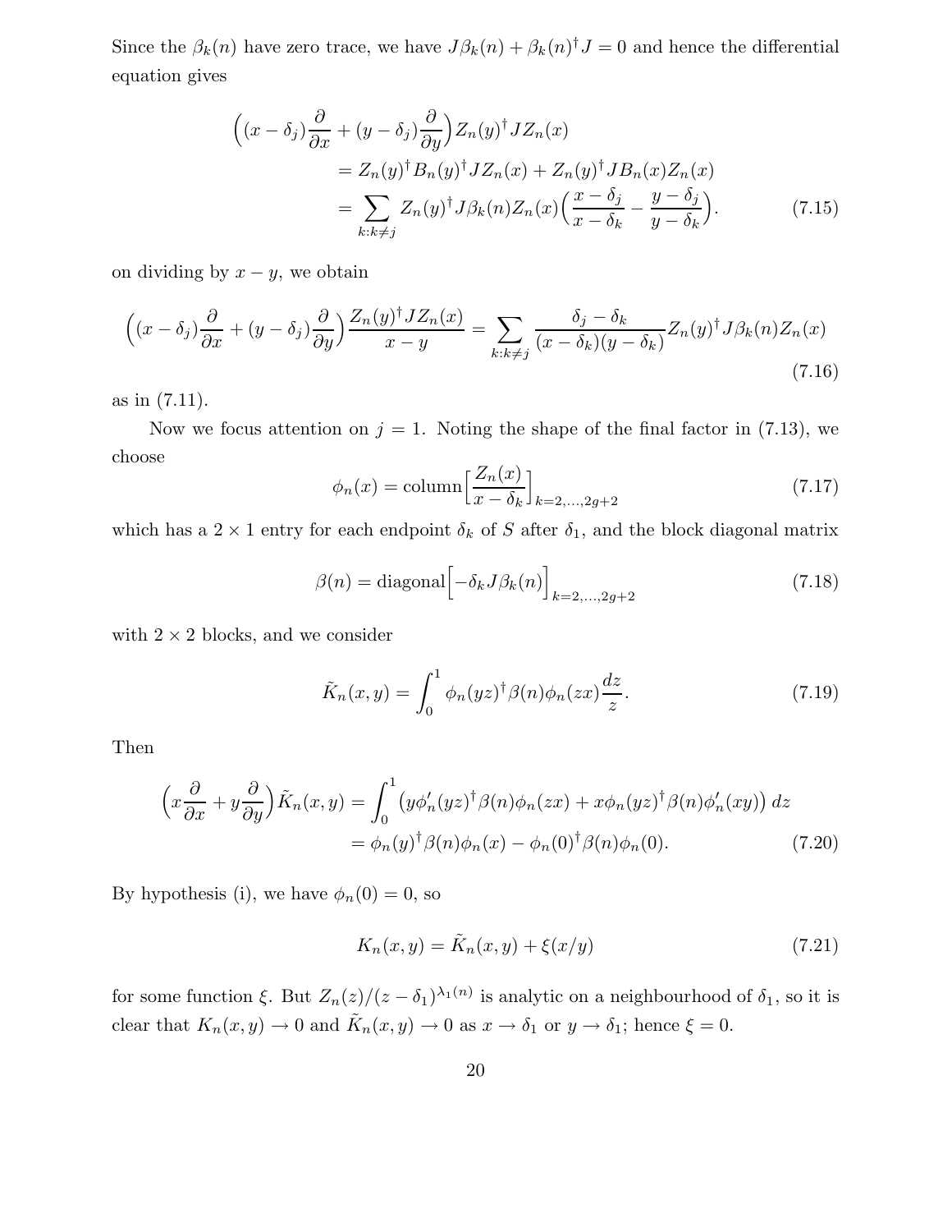Since the $\beta_k(n)$ have zero trace, we have $J\beta_k(n) + \beta_k(n)^\dagger J = 0$ and hence the differential equation gives

$$\begin{aligned}
\Big((x-\delta_j)\frac{\partial}{\partial x} + (y-\delta_j)\frac{\partial}{\partial y}\Big) Z_n(y)^\dagger J Z_n(x) \\
&= Z_n(y)^\dagger B_n(y)^\dagger J Z_n(x) + Z_n(y)^\dagger J B_n(x) Z_n(x) \\
&= \sum_{k:k\neq j} Z_n(y)^\dagger J\beta_k(n) Z_n(x)\Big(\frac{x-\delta_j}{x-\delta_k} - \frac{y-\delta_j}{y-\delta_k}\Big). \qquad (7.15)
\end{aligned}$$

on dividing by $x-y$, we obtain

$$\Big((x-\delta_j)\frac{\partial}{\partial x} + (y-\delta_j)\frac{\partial}{\partial y}\Big)\frac{Z_n(y)^\dagger J Z_n(x)}{x-y} = \sum_{k:k\neq j}\frac{\delta_j-\delta_k}{(x-\delta_k)(y-\delta_k)} Z_n(y)^\dagger J\beta_k(n) Z_n(x) \qquad (7.16)$$

as in (7.11).

Now we focus attention on $j=1$. Noting the shape of the final factor in (7.13), we choose

$$\phi_n(x) = \mathrm{column}\Big[\frac{Z_n(x)}{x-\delta_k}\Big]_{k=2,\dots,2g+2} \qquad (7.17)$$

which has a $2\times 1$ entry for each endpoint $\delta_k$ of $S$ after $\delta_1$, and the block diagonal matrix

$$\beta(n) = \mathrm{diagonal}\Big[-\delta_k J\beta_k(n)\Big]_{k=2,\dots,2g+2} \qquad (7.18)$$

with $2\times 2$ blocks, and we consider

$$\tilde K_n(x,y) = \int_0^1 \phi_n(yz)^\dagger \beta(n)\phi_n(zx)\frac{dz}{z}. \qquad (7.19)$$

Then

$$\begin{aligned}
\Big(x\frac{\partial}{\partial x} + y\frac{\partial}{\partial y}\Big)\tilde K_n(x,y) &= \int_0^1 \big(y\phi_n'(yz)^\dagger\beta(n)\phi_n(zx) + x\phi_n(yz)^\dagger\beta(n)\phi_n'(xy)\big)\,dz \\
&= \phi_n(y)^\dagger\beta(n)\phi_n(x) - \phi_n(0)^\dagger\beta(n)\phi_n(0). \qquad (7.20)
\end{aligned}$$

By hypothesis (i), we have $\phi_n(0)=0$, so

$$K_n(x,y) = \tilde K_n(x,y) + \xi(x/y) \qquad (7.21)$$

for some function $\xi$. But $Z_n(z)/(z-\delta_1)^{\lambda_1(n)}$ is analytic on a neighbourhood of $\delta_1$, so it is clear that $K_n(x,y)\to 0$ and $\tilde K_n(x,y)\to 0$ as $x\to\delta_1$ or $y\to\delta_1$; hence $\xi = 0$.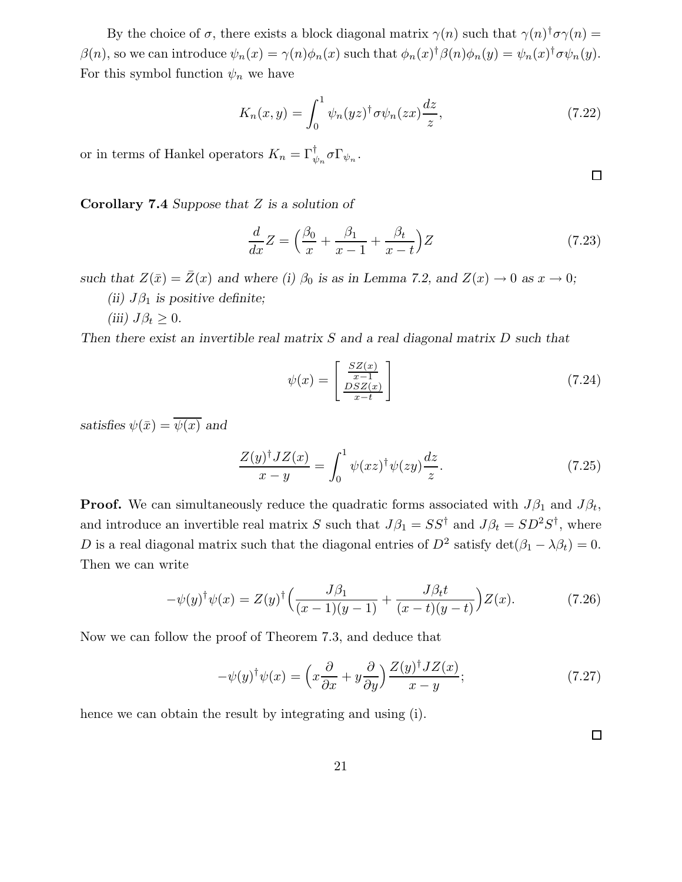By the choice of $\sigma$, there exists a block diagonal matrix $\gamma(n)$ such that $\gamma(n)^\dagger\sigma\gamma(n) = \beta(n)$, so we can introduce $\psi_n(x) = \gamma(n)\phi_n(x)$ such that $\phi_n(x)^\dagger\beta(n)\phi_n(y) = \psi_n(x)^\dagger\sigma\psi_n(y)$. For this symbol function $\psi_n$ we have

$$K_n(x,y) = \int_0^1 \psi_n(yz)^\dagger\sigma\psi_n(zx)\frac{dz}{z}, \tag{7.22}$$

or in terms of Hankel operators $K_n = \Gamma_{\psi_n}^\dagger\sigma\Gamma_{\psi_n}$.

□

**Corollary 7.4** *Suppose that $Z$ is a solution of*

$$\frac{d}{dx}Z = \Big(\frac{\beta_0}{x} + \frac{\beta_1}{x-1} + \frac{\beta_t}{x-t}\Big)Z \tag{7.23}$$

*such that $Z(\bar{x}) = \bar{Z}(x)$ and where (i) $\beta_0$ is as in Lemma 7.2, and $Z(x) \to 0$ as $x \to 0$;*

*(ii) $J\beta_1$ is positive definite;*

*(iii) $J\beta_t \geq 0$.*

*Then there exist an invertible real matrix $S$ and a real diagonal matrix $D$ such that*

$$\psi(x) = \begin{bmatrix} \frac{SZ(x)}{x-1} \\ \frac{DSZ(x)}{x-t} \end{bmatrix} \tag{7.24}$$

*satisfies $\psi(\bar{x}) = \overline{\psi(x)}$ and*

$$\frac{Z(y)^\dagger JZ(x)}{x-y} = \int_0^1 \psi(xz)^\dagger\psi(zy)\frac{dz}{z}. \tag{7.25}$$

**Proof.** We can simultaneously reduce the quadratic forms associated with $J\beta_1$ and $J\beta_t$, and introduce an invertible real matrix $S$ such that $J\beta_1 = SS^\dagger$ and $J\beta_t = SD^2S^\dagger$, where $D$ is a real diagonal matrix such that the diagonal entries of $D^2$ satisfy $\det(\beta_1 - \lambda\beta_t) = 0$. Then we can write

$$-\psi(y)^\dagger\psi(x) = Z(y)^\dagger\Big(\frac{J\beta_1}{(x-1)(y-1)} + \frac{J\beta_t t}{(x-t)(y-t)}\Big)Z(x). \tag{7.26}$$

Now we can follow the proof of Theorem 7.3, and deduce that

$$-\psi(y)^\dagger\psi(x) = \Big(x\frac{\partial}{\partial x} + y\frac{\partial}{\partial y}\Big)\frac{Z(y)^\dagger JZ(x)}{x-y}; \tag{7.27}$$

hence we can obtain the result by integrating and using (i).

□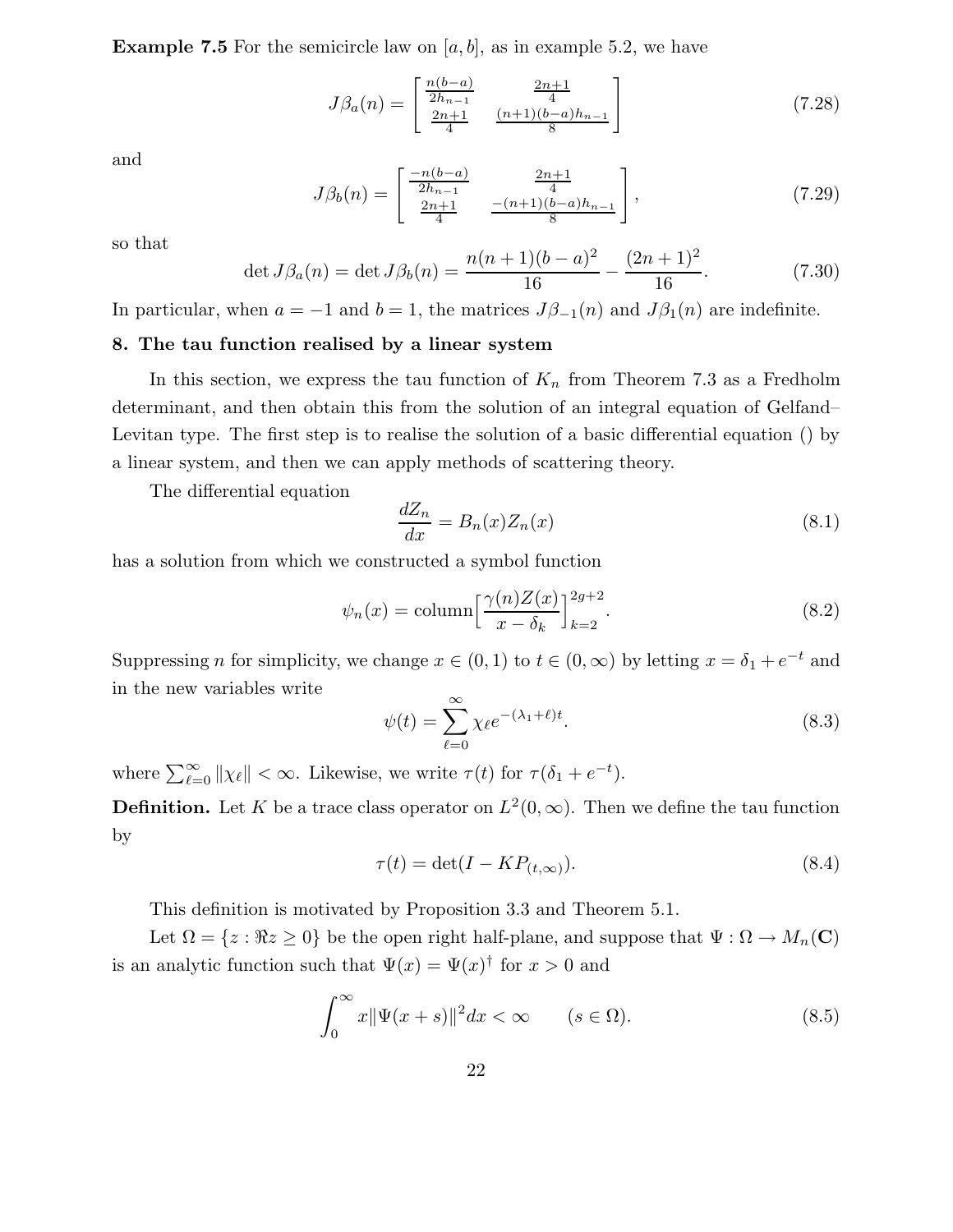**Example 7.5** For the semicircle law on $[a, b]$, as in example 5.2, we have

$$J\beta_a(n) = \begin{bmatrix} \frac{n(b-a)}{2h_{n-1}} & \frac{2n+1}{4} \\ \frac{2n+1}{4} & \frac{(n+1)(b-a)h_{n-1}}{8} \end{bmatrix} \tag{7.28}$$

and

$$J\beta_b(n) = \begin{bmatrix} \frac{-n(b-a)}{2h_{n-1}} & \frac{2n+1}{4} \\ \frac{2n+1}{4} & \frac{-(n+1)(b-a)h_{n-1}}{8} \end{bmatrix}, \tag{7.29}$$

so that

$$\det J\beta_a(n) = \det J\beta_b(n) = \frac{n(n+1)(b-a)^2}{16} - \frac{(2n+1)^2}{16}. \tag{7.30}$$

In particular, when $a = -1$ and $b = 1$, the matrices $J\beta_{-1}(n)$ and $J\beta_1(n)$ are indefinite.

## 8. The tau function realised by a linear system

In this section, we express the tau function of $K_n$ from Theorem 7.3 as a Fredholm determinant, and then obtain this from the solution of an integral equation of Gelfand–Levitan type. The first step is to realise the solution of a basic differential equation () by a linear system, and then we can apply methods of scattering theory.

The differential equation

$$\frac{dZ_n}{dx} = B_n(x)Z_n(x) \tag{8.1}$$

has a solution from which we constructed a symbol function

$$\psi_n(x) = \mathrm{column}\Big[\frac{\gamma(n)Z(x)}{x - \delta_k}\Big]_{k=2}^{2g+2}. \tag{8.2}$$

Suppressing $n$ for simplicity, we change $x \in (0, 1)$ to $t \in (0, \infty)$ by letting $x = \delta_1 + e^{-t}$ and in the new variables write

$$\psi(t) = \sum_{\ell=0}^{\infty} \chi_\ell e^{-(\lambda_1+\ell)t}. \tag{8.3}$$

where $\sum_{\ell=0}^{\infty} \|\chi_\ell\| < \infty$. Likewise, we write $\tau(t)$ for $\tau(\delta_1 + e^{-t})$.

**Definition.** Let $K$ be a trace class operator on $L^2(0, \infty)$. Then we define the tau function by

$$\tau(t) = \det(I - KP_{(t,\infty)}). \tag{8.4}$$

This definition is motivated by Proposition 3.3 and Theorem 5.1.

Let $\Omega = \{z : \Re z \geq 0\}$ be the open right half-plane, and suppose that $\Psi : \Omega \to M_n(\mathbf{C})$ is an analytic function such that $\Psi(x) = \Psi(x)^\dagger$ for $x > 0$ and

$$\int_0^\infty x\|\Psi(x + s)\|^2 dx < \infty \qquad (s \in \Omega). \tag{8.5}$$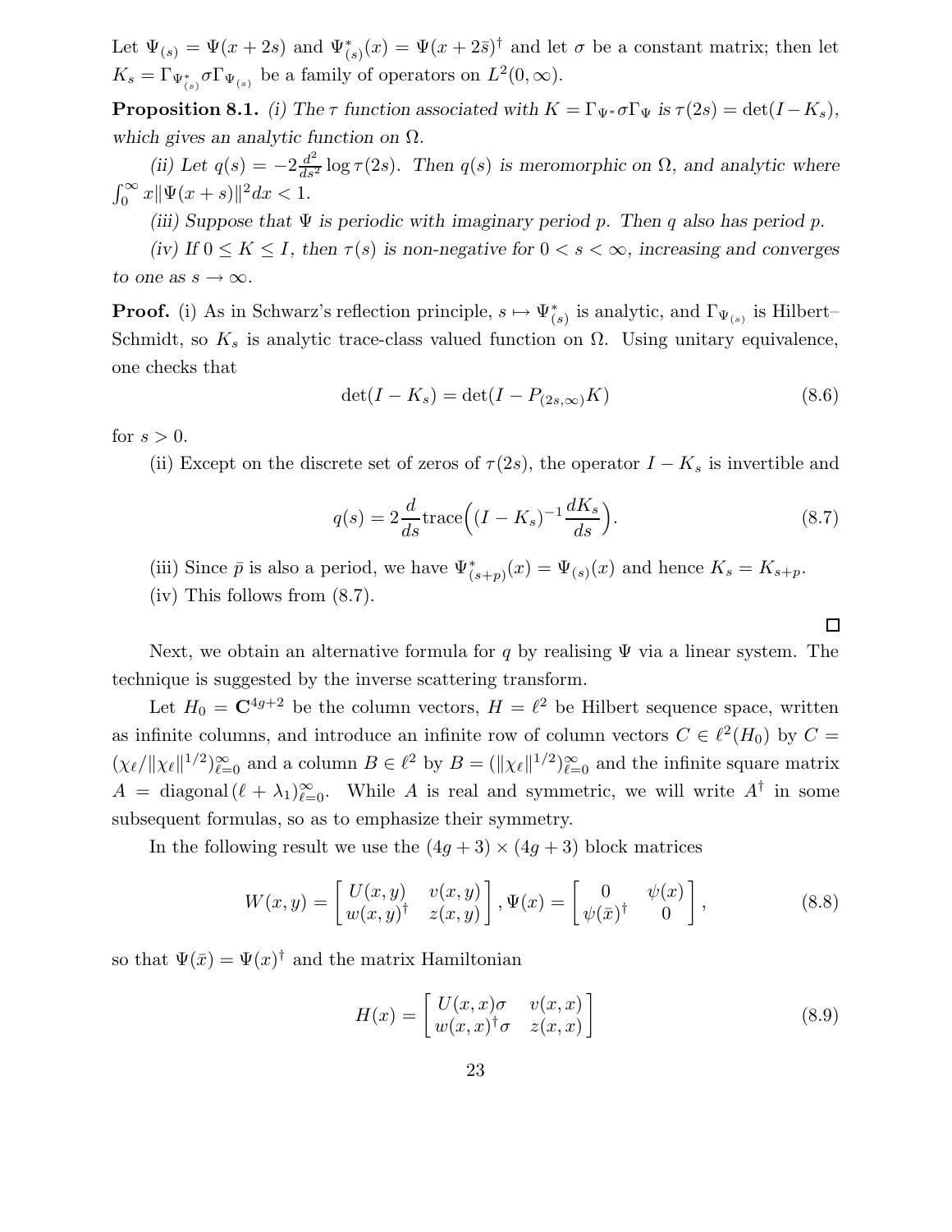Let $\Psi_{(s)} = \Psi(x+2s)$ and $\Psi^*_{(s)}(x) = \Psi(x+2\bar{s})^\dagger$ and let $\sigma$ be a constant matrix; then let $K_s = \Gamma_{\Psi^*_{(s)}}\sigma\Gamma_{\Psi_{(s)}}$ be a family of operators on $L^2(0,\infty)$.

**Proposition 8.1.** *(i) The $\tau$ function associated with $K = \Gamma_{\Psi^*}\sigma\Gamma_\Psi$ is $\tau(2s) = \det(I - K_s)$, which gives an analytic function on $\Omega$.*

*(ii) Let $q(s) = -2\frac{d^2}{ds^2}\log\tau(2s)$. Then $q(s)$ is meromorphic on $\Omega$, and analytic where $\int_0^\infty x\|\Psi(x+s)\|^2 dx < 1$.*

*(iii) Suppose that $\Psi$ is periodic with imaginary period $p$. Then $q$ also has period $p$.*

*(iv) If $0 \leq K \leq I$, then $\tau(s)$ is non-negative for $0 < s < \infty$, increasing and converges to one as $s \to \infty$.*

**Proof.** (i) As in Schwarz's reflection principle, $s \mapsto \Psi^*_{(s)}$ is analytic, and $\Gamma_{\Psi_{(s)}}$ is Hilbert–Schmidt, so $K_s$ is analytic trace-class valued function on $\Omega$. Using unitary equivalence, one checks that

$$\det(I - K_s) = \det(I - P_{(2s,\infty)}K) \tag{8.6}$$

for $s > 0$.

(ii) Except on the discrete set of zeros of $\tau(2s)$, the operator $I - K_s$ is invertible and

$$q(s) = 2\frac{d}{ds}\mathrm{trace}\Big((I - K_s)^{-1}\frac{dK_s}{ds}\Big). \tag{8.7}$$

(iii) Since $\bar{p}$ is also a period, we have $\Psi^*_{(s+p)}(x) = \Psi_{(s)}(x)$ and hence $K_s = K_{s+p}$.

(iv) This follows from (8.7).

□

Next, we obtain an alternative formula for $q$ by realising $\Psi$ via a linear system. The technique is suggested by the inverse scattering transform.

Let $H_0 = \mathbf{C}^{4g+2}$ be the column vectors, $H = \ell^2$ be Hilbert sequence space, written as infinite columns, and introduce an infinite row of column vectors $C \in \ell^2(H_0)$ by $C = (\chi_\ell/\|\chi_\ell\|^{1/2})_{\ell=0}^\infty$ and a column $B \in \ell^2$ by $B = (\|\chi_\ell\|^{1/2})_{\ell=0}^\infty$ and the infinite square matrix $A = \mathrm{diagonal}(\ell + \lambda_1)_{\ell=0}^\infty$. While $A$ is real and symmetric, we will write $A^\dagger$ in some subsequent formulas, so as to emphasize their symmetry.

In the following result we use the $(4g+3)\times(4g+3)$ block matrices

$$W(x,y) = \begin{bmatrix} U(x,y) & v(x,y) \\ w(x,y)^\dagger & z(x,y) \end{bmatrix}, \Psi(x) = \begin{bmatrix} 0 & \psi(x) \\ \psi(\bar{x})^\dagger & 0 \end{bmatrix}, \tag{8.8}$$

so that $\Psi(\bar{x}) = \Psi(x)^\dagger$ and the matrix Hamiltonian

$$H(x) = \begin{bmatrix} U(x,x)\sigma & v(x,x) \\ w(x,x)^\dagger\sigma & z(x,x) \end{bmatrix} \tag{8.9}$$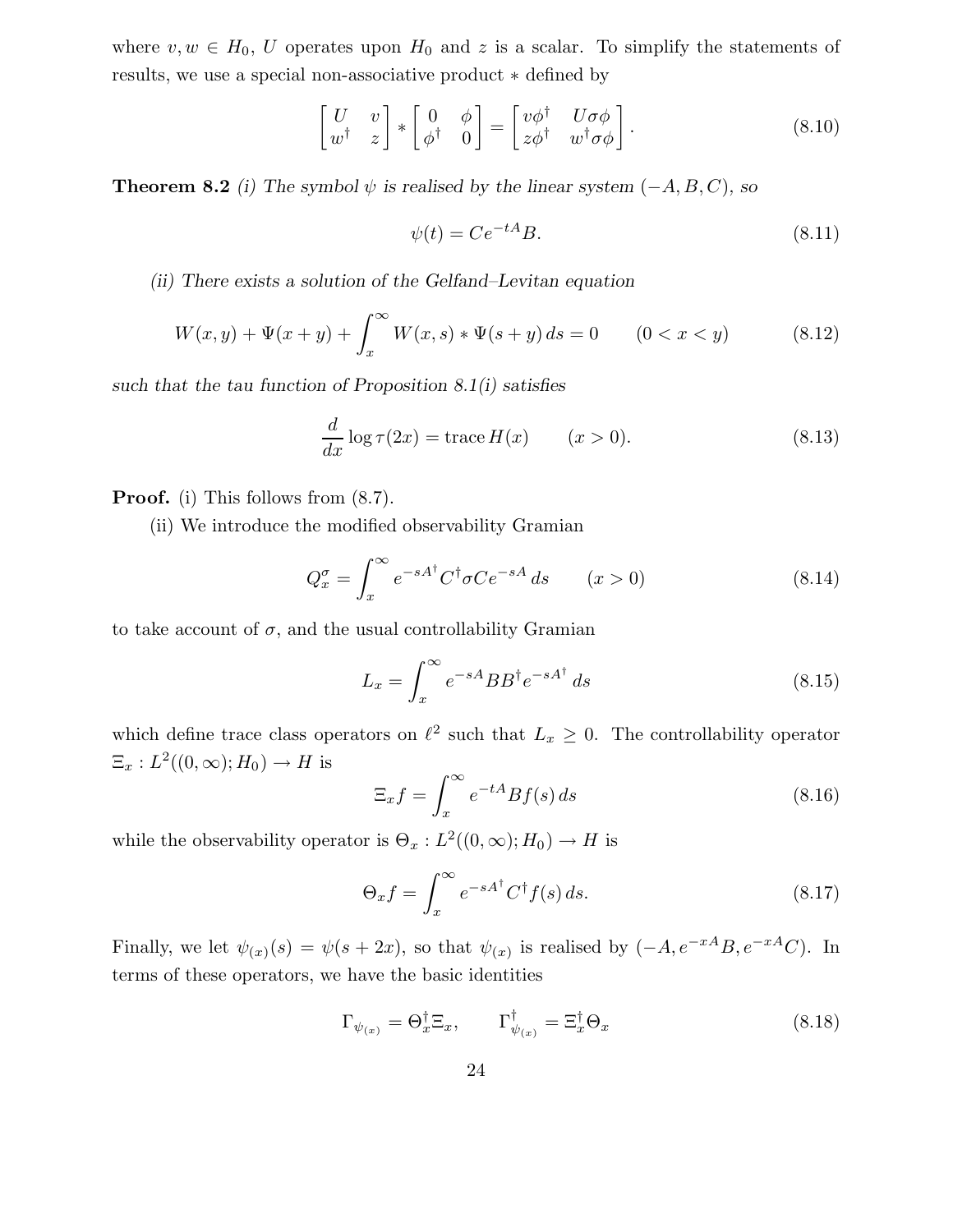where $v, w \in H_0$, $U$ operates upon $H_0$ and $z$ is a scalar. To simplify the statements of results, we use a special non-associative product $*$ defined by

$$\begin{bmatrix} U & v \\ w^\dagger & z \end{bmatrix} * \begin{bmatrix} 0 & \phi \\ \phi^\dagger & 0 \end{bmatrix} = \begin{bmatrix} v\phi^\dagger & U\sigma\phi \\ z\phi^\dagger & w^\dagger\sigma\phi \end{bmatrix}. \tag{8.10}$$

**Theorem 8.2** *(i) The symbol $\psi$ is realised by the linear system $(-A, B, C)$, so*

$$\psi(t) = Ce^{-tA}B. \tag{8.11}$$

*(ii) There exists a solution of the Gelfand–Levitan equation*

$$W(x,y) + \Psi(x+y) + \int_x^\infty W(x,s) * \Psi(s+y)\, ds = 0 \qquad (0 < x < y) \tag{8.12}$$

*such that the tau function of Proposition 8.1(i) satisfies*

$$\frac{d}{dx} \log \tau(2x) = \operatorname{trace} H(x) \qquad (x > 0). \tag{8.13}$$

**Proof.** (i) This follows from (8.7).

(ii) We introduce the modified observability Gramian

$$Q_x^\sigma = \int_x^\infty e^{-sA^\dagger} C^\dagger \sigma C e^{-sA}\, ds \qquad (x > 0) \tag{8.14}$$

to take account of $\sigma$, and the usual controllability Gramian

$$L_x = \int_x^\infty e^{-sA} BB^\dagger e^{-sA^\dagger}\, ds \tag{8.15}$$

which define trace class operators on $\ell^2$ such that $L_x \geq 0$. The controllability operator $\Xi_x : L^2((0,\infty); H_0) \to H$ is

$$\Xi_x f = \int_x^\infty e^{-tA} Bf(s)\, ds \tag{8.16}$$

while the observability operator is $\Theta_x : L^2((0,\infty); H_0) \to H$ is

$$\Theta_x f = \int_x^\infty e^{-sA^\dagger} C^\dagger f(s)\, ds. \tag{8.17}$$

Finally, we let $\psi_{(x)}(s) = \psi(s + 2x)$, so that $\psi_{(x)}$ is realised by $(-A, e^{-xA}B, e^{-xA}C)$. In terms of these operators, we have the basic identities

$$\Gamma_{\psi_{(x)}} = \Theta_x^\dagger \Xi_x, \qquad \Gamma_{\psi_{(x)}}^\dagger = \Xi_x^\dagger \Theta_x \tag{8.18}$$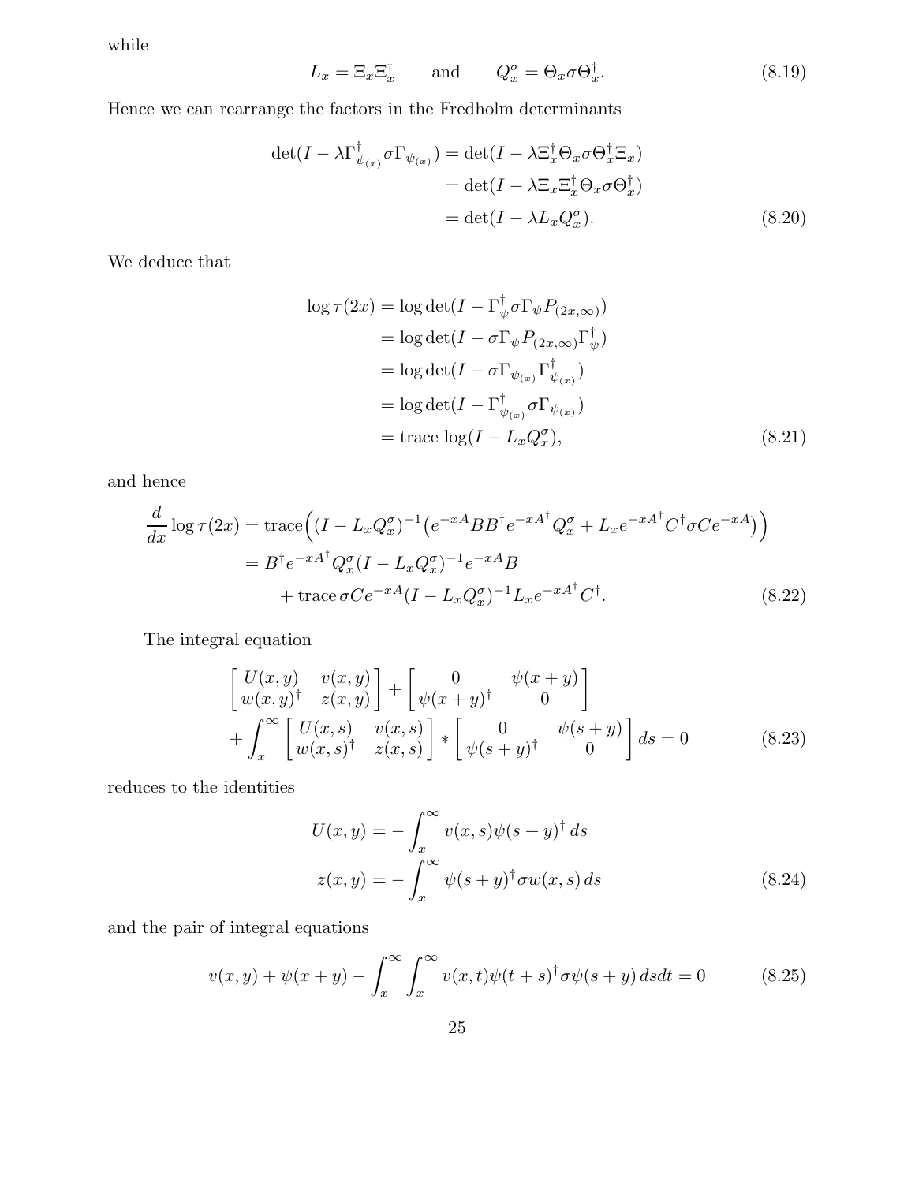while

$$L_x = \Xi_x \Xi_x^\dagger \qquad \text{and} \qquad Q_x^\sigma = \Theta_x \sigma \Theta_x^\dagger. \tag{8.19}$$

Hence we can rearrange the factors in the Fredholm determinants

$$\begin{aligned}
\det(I - \lambda \Gamma_{\psi_{(x)}}^\dagger \sigma \Gamma_{\psi_{(x)}}) &= \det(I - \lambda \Xi_x^\dagger \Theta_x \sigma \Theta_x^\dagger \Xi_x) \\
&= \det(I - \lambda \Xi_x \Xi_x^\dagger \Theta_x \sigma \Theta_x^\dagger) \\
&= \det(I - \lambda L_x Q_x^\sigma).
\end{aligned} \tag{8.20}$$

We deduce that

$$\begin{aligned}
\log \tau(2x) &= \log\det(I - \Gamma_\psi^\dagger \sigma \Gamma_\psi P_{(2x,\infty)}) \\
&= \log\det(I - \sigma \Gamma_\psi P_{(2x,\infty)} \Gamma_\psi^\dagger) \\
&= \log\det(I - \sigma \Gamma_{\psi_{(x)}} \Gamma_{\psi_{(x)}}^\dagger) \\
&= \log\det(I - \Gamma_{\psi_{(x)}}^\dagger \sigma \Gamma_{\psi_{(x)}}) \\
&= \operatorname{trace} \log(I - L_x Q_x^\sigma),
\end{aligned} \tag{8.21}$$

and hence

$$\begin{aligned}
\frac{d}{dx} \log \tau(2x) &= \operatorname{trace}\Big( (I - L_x Q_x^\sigma)^{-1} \big( e^{-xA} B B^\dagger e^{-xA^\dagger} Q_x^\sigma + L_x e^{-xA^\dagger} C^\dagger \sigma C e^{-xA} \big) \Big) \\
&= B^\dagger e^{-xA^\dagger} Q_x^\sigma (I - L_x Q_x^\sigma)^{-1} e^{-xA} B \\
&\quad + \operatorname{trace} \sigma C e^{-xA} (I - L_x Q_x^\sigma)^{-1} L_x e^{-xA^\dagger} C^\dagger.
\end{aligned} \tag{8.22}$$

The integral equation

$$\begin{aligned}
&\begin{bmatrix} U(x,y) & v(x,y) \\ w(x,y)^\dagger & z(x,y) \end{bmatrix} + \begin{bmatrix} 0 & \psi(x+y) \\ \psi(x+y)^\dagger & 0 \end{bmatrix} \\
&+ \int_x^\infty \begin{bmatrix} U(x,s) & v(x,s) \\ w(x,s)^\dagger & z(x,s) \end{bmatrix} * \begin{bmatrix} 0 & \psi(s+y) \\ \psi(s+y)^\dagger & 0 \end{bmatrix} ds = 0
\end{aligned} \tag{8.23}$$

reduces to the identities

$$\begin{aligned}
U(x,y) &= -\int_x^\infty v(x,s) \psi(s+y)^\dagger \, ds \\
z(x,y) &= -\int_x^\infty \psi(s+y)^\dagger \sigma w(x,s) \, ds
\end{aligned} \tag{8.24}$$

and the pair of integral equations

$$v(x,y) + \psi(x+y) - \int_x^\infty \int_x^\infty v(x,t) \psi(t+s)^\dagger \sigma \psi(s+y) \, ds dt = 0 \tag{8.25}$$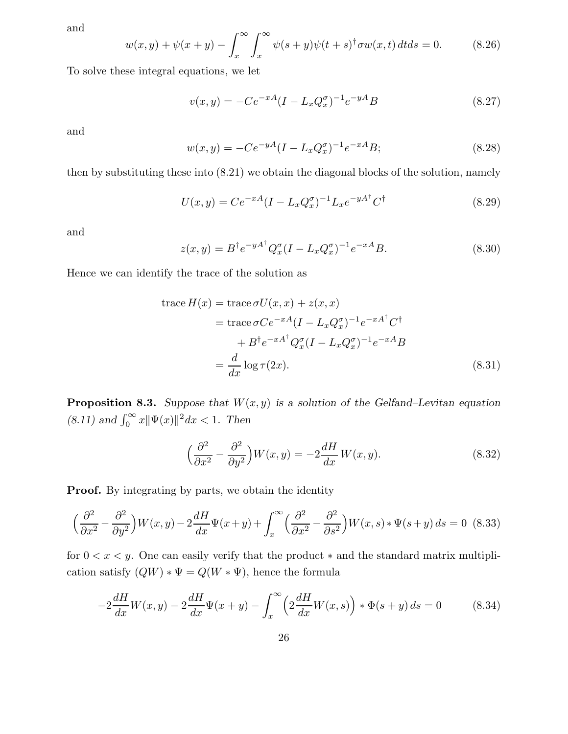and

$$w(x,y)+\psi(x+y)-\int_x^\infty\int_x^\infty \psi(s+y)\psi(t+s)^\dagger\sigma w(x,t)\,dtds=0. \tag{8.26}$$

To solve these integral equations, we let

$$v(x,y)=-Ce^{-xA}(I-L_xQ_x^\sigma)^{-1}e^{-yA}B \tag{8.27}$$

and

$$w(x,y)=-Ce^{-yA}(I-L_xQ_x^\sigma)^{-1}e^{-xA}B; \tag{8.28}$$

then by substituting these into (8.21) we obtain the diagonal blocks of the solution, namely

$$U(x,y)=Ce^{-xA}(I-L_xQ_x^\sigma)^{-1}L_xe^{-yA^\dagger}C^\dagger \tag{8.29}$$

and

$$z(x,y)=B^\dagger e^{-yA^\dagger}Q_x^\sigma(I-L_xQ_x^\sigma)^{-1}e^{-xA}B. \tag{8.30}$$

Hence we can identify the trace of the solution as

$$\begin{aligned}
\operatorname{trace} H(x) &= \operatorname{trace}\sigma U(x,x)+z(x,x)\\
&= \operatorname{trace}\sigma Ce^{-xA}(I-L_xQ_x^\sigma)^{-1}e^{-xA^\dagger}C^\dagger\\
&\qquad + B^\dagger e^{-xA^\dagger}Q_x^\sigma(I-L_xQ_x^\sigma)^{-1}e^{-xA}B\\
&= \frac{d}{dx}\log\tau(2x).
\end{aligned} \tag{8.31}$$

**Proposition 8.3.** *Suppose that $W(x,y)$ is a solution of the Gelfand–Levitan equation (8.11) and $\int_0^\infty x\|\Psi(x)\|^2dx<1$. Then*

$$\Big(\frac{\partial^2}{\partial x^2}-\frac{\partial^2}{\partial y^2}\Big)W(x,y)=-2\frac{dH}{dx}\,W(x,y). \tag{8.32}$$

**Proof.** By integrating by parts, we obtain the identity

$$\Big(\frac{\partial^2}{\partial x^2}-\frac{\partial^2}{\partial y^2}\Big)W(x,y)-2\frac{dH}{dx}\Psi(x+y)+\int_x^\infty\Big(\frac{\partial^2}{\partial x^2}-\frac{\partial^2}{\partial s^2}\Big)W(x,s)*\Psi(s+y)\,ds=0 \tag{8.33}$$

for $0<x<y$. One can easily verify that the product $*$ and the standard matrix multiplication satisfy $(QW)*\Psi=Q(W*\Psi)$, hence the formula

$$-2\frac{dH}{dx}W(x,y)-2\frac{dH}{dx}\Psi(x+y)-\int_x^\infty\Big(2\frac{dH}{dx}W(x,s)\Big)*\Phi(s+y)\,ds=0 \tag{8.34}$$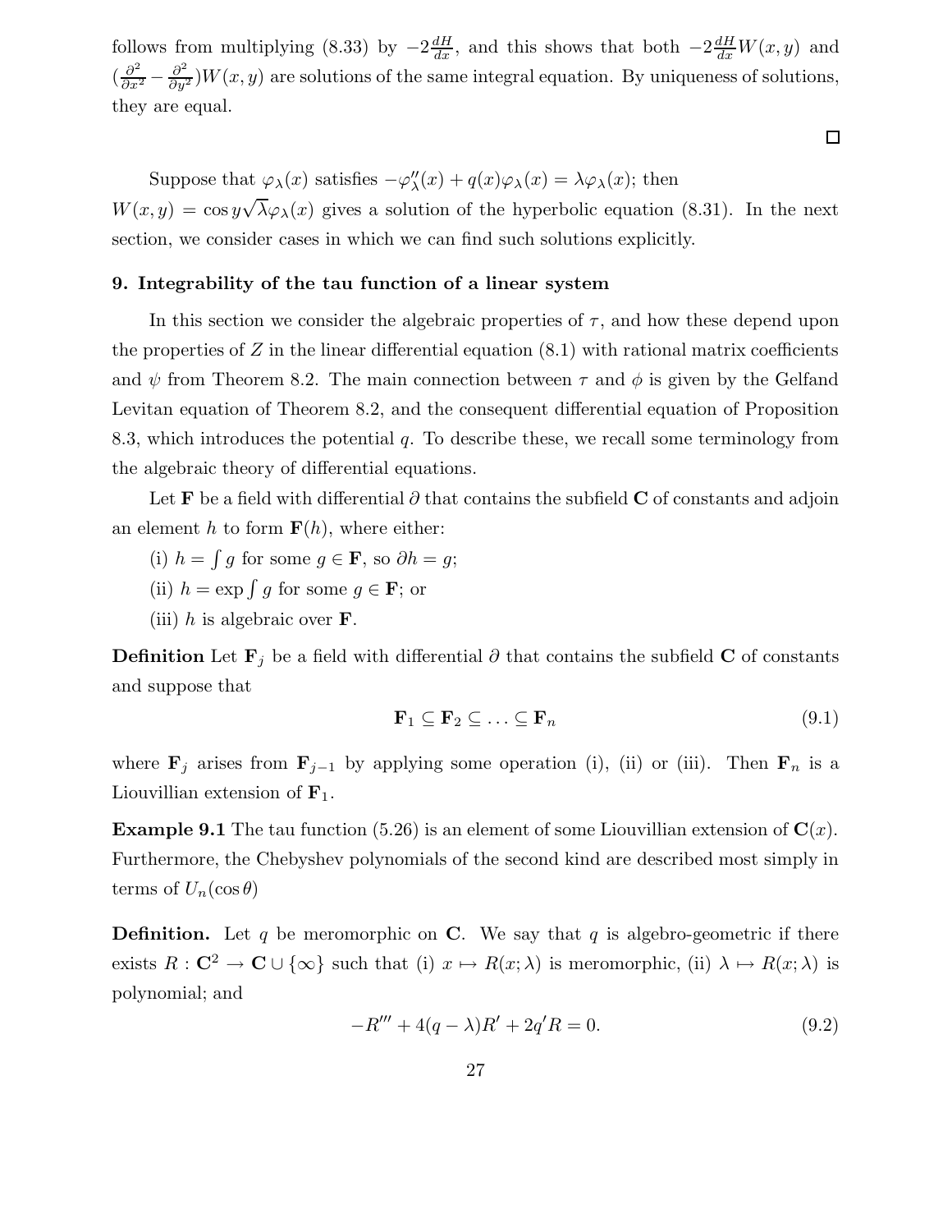follows from multiplying (8.33) by $-2\frac{dH}{dx}$, and this shows that both $-2\frac{dH}{dx}W(x,y)$ and $(\frac{\partial^2}{\partial x^2}-\frac{\partial^2}{\partial y^2})W(x,y)$ are solutions of the same integral equation. By uniqueness of solutions, they are equal.

□

Suppose that $\varphi_\lambda(x)$ satisfies $-\varphi_\lambda''(x)+q(x)\varphi_\lambda(x)=\lambda\varphi_\lambda(x)$; then $W(x,y)=\cos y\sqrt{\lambda}\varphi_\lambda(x)$ gives a solution of the hyperbolic equation (8.31). In the next section, we consider cases in which we can find such solutions explicitly.

## 9. Integrability of the tau function of a linear system

In this section we consider the algebraic properties of $\tau$, and how these depend upon the properties of $Z$ in the linear differential equation (8.1) with rational matrix coefficients and $\psi$ from Theorem 8.2. The main connection between $\tau$ and $\phi$ is given by the Gelfand Levitan equation of Theorem 8.2, and the consequent differential equation of Proposition 8.3, which introduces the potential $q$. To describe these, we recall some terminology from the algebraic theory of differential equations.

Let $\mathbf{F}$ be a field with differential $\partial$ that contains the subfield $\mathbf{C}$ of constants and adjoin an element $h$ to form $\mathbf{F}(h)$, where either:

(i) $h=\int g$ for some $g\in\mathbf{F}$, so $\partial h=g$;

(ii) $h=\exp\int g$ for some $g\in\mathbf{F}$; or

(iii) $h$ is algebraic over $\mathbf{F}$.

**Definition** Let $\mathbf{F}_j$ be a field with differential $\partial$ that contains the subfield $\mathbf{C}$ of constants and suppose that

$$\mathbf{F}_1\subseteq\mathbf{F}_2\subseteq\ldots\subseteq\mathbf{F}_n \tag{9.1}$$

where $\mathbf{F}_j$ arises from $\mathbf{F}_{j-1}$ by applying some operation (i), (ii) or (iii). Then $\mathbf{F}_n$ is a Liouvillian extension of $\mathbf{F}_1$.

**Example 9.1** The tau function (5.26) is an element of some Liouvillian extension of $\mathbf{C}(x)$. Furthermore, the Chebyshev polynomials of the second kind are described most simply in terms of $U_n(\cos\theta)$

**Definition.** Let $q$ be meromorphic on $\mathbf{C}$. We say that $q$ is algebro-geometric if there exists $R:\mathbf{C}^2\to\mathbf{C}\cup\{\infty\}$ such that (i) $x\mapsto R(x;\lambda)$ is meromorphic, (ii) $\lambda\mapsto R(x;\lambda)$ is polynomial; and

$$-R'''+4(q-\lambda)R'+2q'R=0. \tag{9.2}$$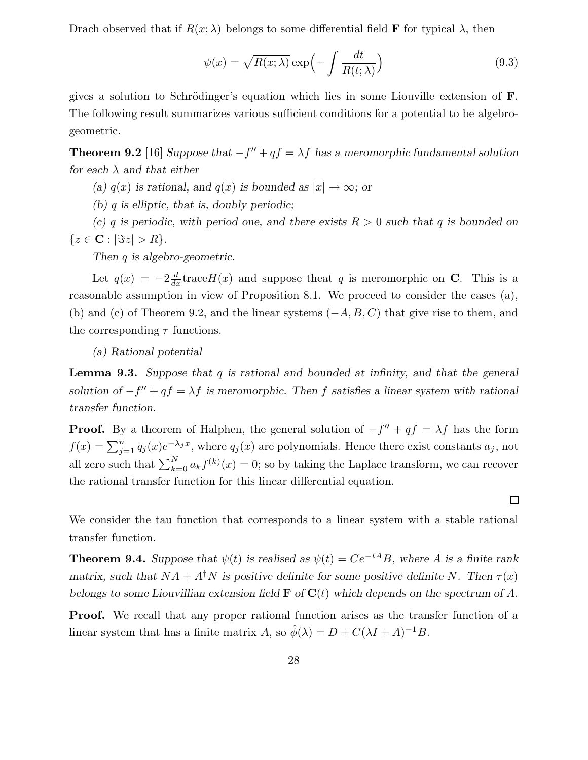Drach observed that if $R(x;\lambda)$ belongs to some differential field $\mathbf{F}$ for typical $\lambda$, then

$$\psi(x) = \sqrt{R(x;\lambda)}\exp\Bigl(-\int \frac{dt}{R(t;\lambda)}\Bigr) \tag{9.3}$$

gives a solution to Schrödinger's equation which lies in some Liouville extension of $\mathbf{F}$. The following result summarizes various sufficient conditions for a potential to be algebro-geometric.

**Theorem 9.2** [16] *Suppose that $-f''+qf=\lambda f$ has a meromorphic fundamental solution for each $\lambda$ and that either*

*(a) $q(x)$ is rational, and $q(x)$ is bounded as $|x|\to\infty$; or*

*(b) $q$ is elliptic, that is, doubly periodic;*

*(c) $q$ is periodic, with period one, and there exists $R>0$ such that $q$ is bounded on $\{z\in\mathbf{C}: |\Im z|>R\}$.*

*Then $q$ is algebro-geometric.*

Let $q(x) = -2\frac{d}{dx}\mathrm{trace}H(x)$ and suppose theat $q$ is meromorphic on $\mathbf{C}$. This is a reasonable assumption in view of Proposition 8.1. We proceed to consider the cases (a), (b) and (c) of Theorem 9.2, and the linear systems $(-A,B,C)$ that give rise to them, and the corresponding $\tau$ functions.

*(a) Rational potential*

**Lemma 9.3.** *Suppose that $q$ is rational and bounded at infinity, and that the general solution of $-f''+qf=\lambda f$ is meromorphic. Then $f$ satisfies a linear system with rational transfer function.*

**Proof.** By a theorem of Halphen, the general solution of $-f''+qf=\lambda f$ has the form $f(x)=\sum_{j=1}^n q_j(x)e^{-\lambda_j x}$, where $q_j(x)$ are polynomials. Hence there exist constants $a_j$, not all zero such that $\sum_{k=0}^N a_k f^{(k)}(x)=0$; so by taking the Laplace transform, we can recover the rational transfer function for this linear differential equation.

□

We consider the tau function that corresponds to a linear system with a stable rational transfer function.

**Theorem 9.4.** *Suppose that $\psi(t)$ is realised as $\psi(t)=Ce^{-tA}B$, where $A$ is a finite rank matrix, such that $NA+A^\dagger N$ is positive definite for some positive definite $N$. Then $\tau(x)$ belongs to some Liouvillian extension field $\mathbf{F}$ of $\mathbf{C}(t)$ which depends on the spectrum of $A$.*

**Proof.** We recall that any proper rational function arises as the transfer function of a linear system that has a finite matrix $A$, so $\hat\phi(\lambda)=D+C(\lambda I+A)^{-1}B$.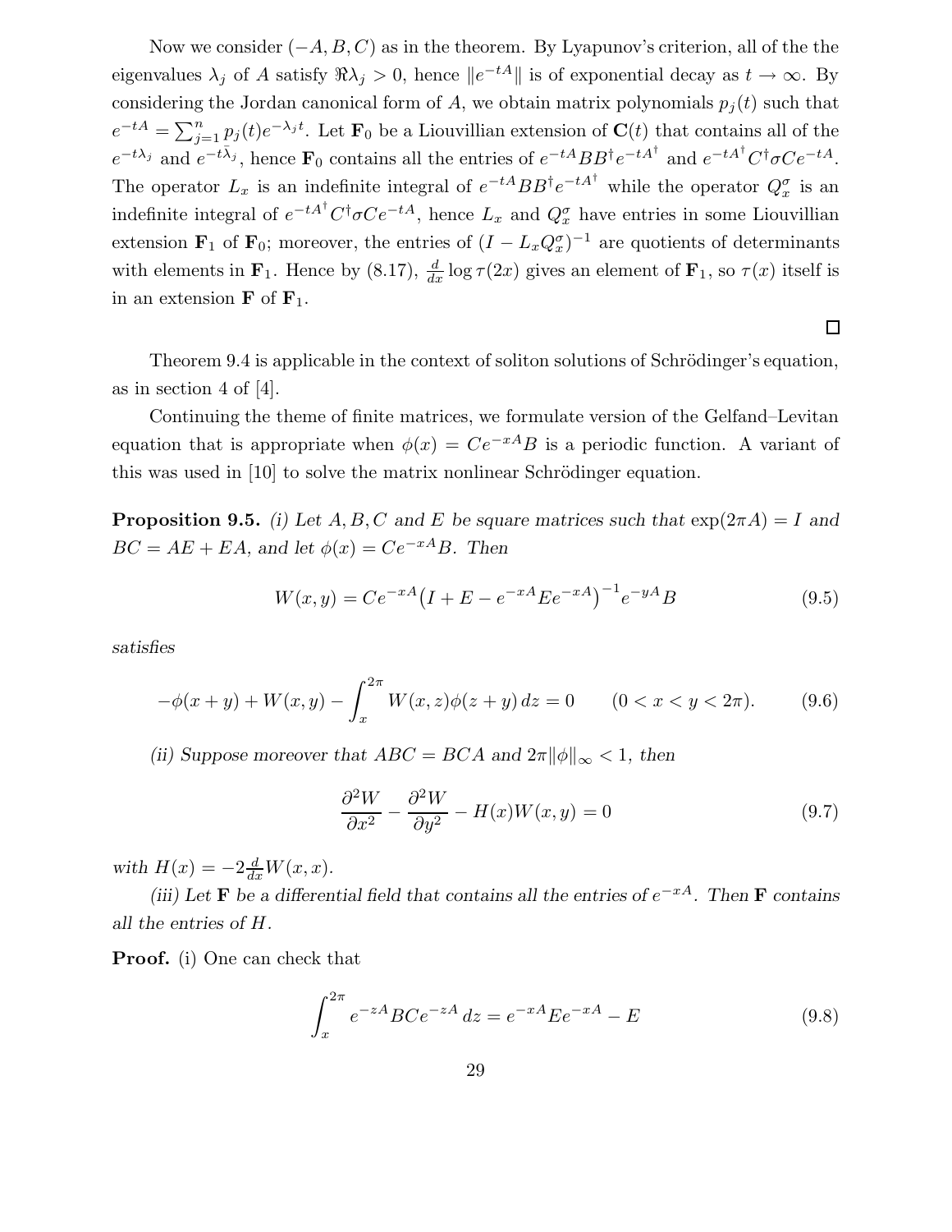Now we consider $(-A, B, C)$ as in the theorem. By Lyapunov's criterion, all of the the eigenvalues $\lambda_j$ of $A$ satisfy $\Re\lambda_j > 0$, hence $\|e^{-tA}\|$ is of exponential decay as $t \to \infty$. By considering the Jordan canonical form of $A$, we obtain matrix polynomials $p_j(t)$ such that $e^{-tA} = \sum_{j=1}^{n} p_j(t) e^{-\lambda_j t}$. Let $\mathbf{F}_0$ be a Liouvillian extension of $\mathbf{C}(t)$ that contains all of the $e^{-t\lambda_j}$ and $e^{-t\bar{\lambda}_j}$, hence $\mathbf{F}_0$ contains all the entries of $e^{-tA}BB^\dagger e^{-tA^\dagger}$ and $e^{-tA^\dagger}C^\dagger \sigma C e^{-tA}$. The operator $L_x$ is an indefinite integral of $e^{-tA}BB^\dagger e^{-tA^\dagger}$ while the operator $Q_x^\sigma$ is an indefinite integral of $e^{-tA^\dagger}C^\dagger\sigma C e^{-tA}$, hence $L_x$ and $Q_x^\sigma$ have entries in some Liouvillian extension $\mathbf{F}_1$ of $\mathbf{F}_0$; moreover, the entries of $(I - L_x Q_x^\sigma)^{-1}$ are quotients of determinants with elements in $\mathbf{F}_1$. Hence by (8.17), $\frac{d}{dx}\log\tau(2x)$ gives an element of $\mathbf{F}_1$, so $\tau(x)$ itself is in an extension $\mathbf{F}$ of $\mathbf{F}_1$.

□

Theorem 9.4 is applicable in the context of soliton solutions of Schrödinger's equation, as in section 4 of [4].

Continuing the theme of finite matrices, we formulate version of the Gelfand–Levitan equation that is appropriate when $\phi(x) = Ce^{-xA}B$ is a periodic function. A variant of this was used in [10] to solve the matrix nonlinear Schrödinger equation.

**Proposition 9.5.** *(i) Let $A, B, C$ and $E$ be square matrices such that $\exp(2\pi A) = I$ and $BC = AE + EA$, and let $\phi(x) = Ce^{-xA}B$. Then*

$$W(x,y) = Ce^{-xA}\big(I + E - e^{-xA}Ee^{-xA}\big)^{-1}e^{-yA}B \tag{9.5}$$

*satisfies*

$$-\phi(x+y) + W(x,y) - \int_x^{2\pi} W(x,z)\phi(z+y)\,dz = 0 \qquad (0 < x < y < 2\pi). \tag{9.6}$$

*(ii) Suppose moreover that $ABC = BCA$ and $2\pi\|\phi\|_\infty < 1$, then*

$$\frac{\partial^2 W}{\partial x^2} - \frac{\partial^2 W}{\partial y^2} - H(x)W(x,y) = 0 \tag{9.7}$$

*with $H(x) = -2\frac{d}{dx}W(x,x)$.*

*(iii) Let $\mathbf{F}$ be a differential field that contains all the entries of $e^{-xA}$. Then $\mathbf{F}$ contains all the entries of $H$.*

**Proof.** (i) One can check that

$$\int_x^{2\pi} e^{-zA}BCe^{-zA}\,dz = e^{-xA}Ee^{-xA} - E \tag{9.8}$$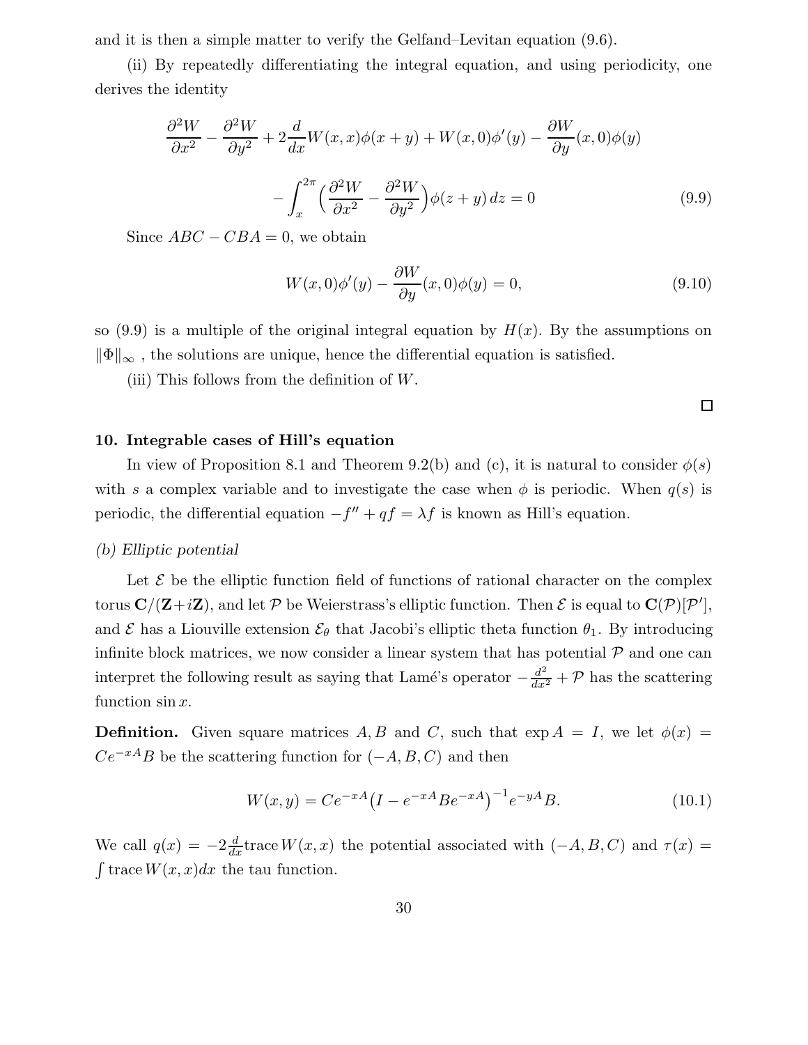and it is then a simple matter to verify the Gelfand–Levitan equation (9.6).

(ii) By repeatedly differentiating the integral equation, and using periodicity, one derives the identity

$$\frac{\partial^2 W}{\partial x^2}-\frac{\partial^2 W}{\partial y^2}+2\frac{d}{dx}W(x,x)\phi(x+y)+W(x,0)\phi'(y)-\frac{\partial W}{\partial y}(x,0)\phi(y)$$

$$-\int_x^{2\pi}\Big(\frac{\partial^2 W}{\partial x^2}-\frac{\partial^2 W}{\partial y^2}\Big)\phi(z+y)\,dz=0 \tag{9.9}$$

Since $ABC-CBA=0$, we obtain

$$W(x,0)\phi'(y)-\frac{\partial W}{\partial y}(x,0)\phi(y)=0, \tag{9.10}$$

so (9.9) is a multiple of the original integral equation by $H(x)$. By the assumptions on $\|\Phi\|_\infty$ , the solutions are unique, hence the differential equation is satisfied.

(iii) This follows from the definition of $W$.

□

## 10. Integrable cases of Hill's equation

In view of Proposition 8.1 and Theorem 9.2(b) and (c), it is natural to consider $\phi(s)$ with $s$ a complex variable and to investigate the case when $\phi$ is periodic. When $q(s)$ is periodic, the differential equation $-f''+qf=\lambda f$ is known as Hill's equation.

### *(b) Elliptic potential*

Let $\mathcal{E}$ be the elliptic function field of functions of rational character on the complex torus $\mathbf{C}/(\mathbf{Z}+i\mathbf{Z})$, and let $\mathcal{P}$ be Weierstrass's elliptic function. Then $\mathcal{E}$ is equal to $\mathbf{C}(\mathcal{P})[\mathcal{P}']$, and $\mathcal{E}$ has a Liouville extension $\mathcal{E}_\theta$ that Jacobi's elliptic theta function $\theta_1$. By introducing infinite block matrices, we now consider a linear system that has potential $\mathcal{P}$ and one can interpret the following result as saying that Lamé's operator $-\frac{d^2}{dx^2}+\mathcal{P}$ has the scattering function $\sin x$.

**Definition.** Given square matrices $A, B$ and $C$, such that $\exp A=I$, we let $\phi(x)=Ce^{-xA}B$ be the scattering function for $(-A,B,C)$ and then

$$W(x,y)=Ce^{-xA}\big(I-e^{-xA}Be^{-xA}\big)^{-1}e^{-yA}B. \tag{10.1}$$

We call $q(x)=-2\frac{d}{dx}\mathrm{trace}\,W(x,x)$ the potential associated with $(-A,B,C)$ and $\tau(x)=\int\mathrm{trace}\,W(x,x)dx$ the tau function.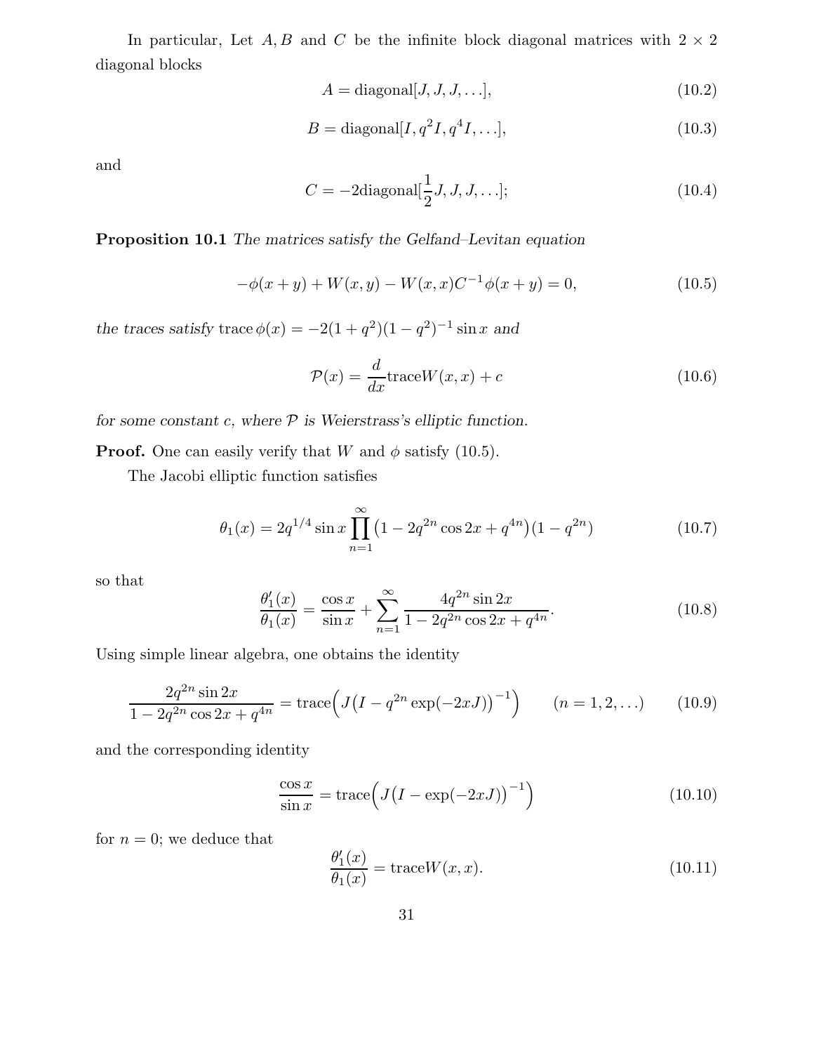In particular, Let $A, B$ and $C$ be the infinite block diagonal matrices with $2 \times 2$ diagonal blocks

$$A = \text{diagonal}[J, J, J, \dots], \tag{10.2}$$

$$B = \text{diagonal}[I, q^2 I, q^4 I, \dots], \tag{10.3}$$

and

$$C = -2\text{diagonal}[\frac{1}{2}J, J, J, \dots]; \tag{10.4}$$

**Proposition 10.1** *The matrices satisfy the Gelfand–Levitan equation*

$$-\phi(x+y) + W(x,y) - W(x,x)C^{-1}\phi(x+y) = 0, \tag{10.5}$$

*the traces satisfy* $\operatorname{trace}\phi(x) = -2(1+q^2)(1-q^2)^{-1}\sin x$ *and*

$$\mathcal{P}(x) = \frac{d}{dx}\text{trace}W(x,x) + c \tag{10.6}$$

*for some constant $c$, where $\mathcal{P}$ is Weierstrass's elliptic function.*

**Proof.** One can easily verify that $W$ and $\phi$ satisfy (10.5).

The Jacobi elliptic function satisfies

$$\theta_1(x) = 2q^{1/4}\sin x \prod_{n=1}^{\infty}\big(1 - 2q^{2n}\cos 2x + q^{4n}\big)(1-q^{2n}) \tag{10.7}$$

so that

$$\frac{\theta_1'(x)}{\theta_1(x)} = \frac{\cos x}{\sin x} + \sum_{n=1}^{\infty}\frac{4q^{2n}\sin 2x}{1 - 2q^{2n}\cos 2x + q^{4n}}. \tag{10.8}$$

Using simple linear algebra, one obtains the identity

$$\frac{2q^{2n}\sin 2x}{1 - 2q^{2n}\cos 2x + q^{4n}} = \text{trace}\Big(J\big(I - q^{2n}\exp(-2xJ)\big)^{-1}\Big) \qquad (n = 1, 2, \dots) \tag{10.9}$$

and the corresponding identity

$$\frac{\cos x}{\sin x} = \text{trace}\Big(J\big(I - \exp(-2xJ)\big)^{-1}\Big) \tag{10.10}$$

for $n = 0$; we deduce that

$$\frac{\theta_1'(x)}{\theta_1(x)} = \text{trace}W(x,x). \tag{10.11}$$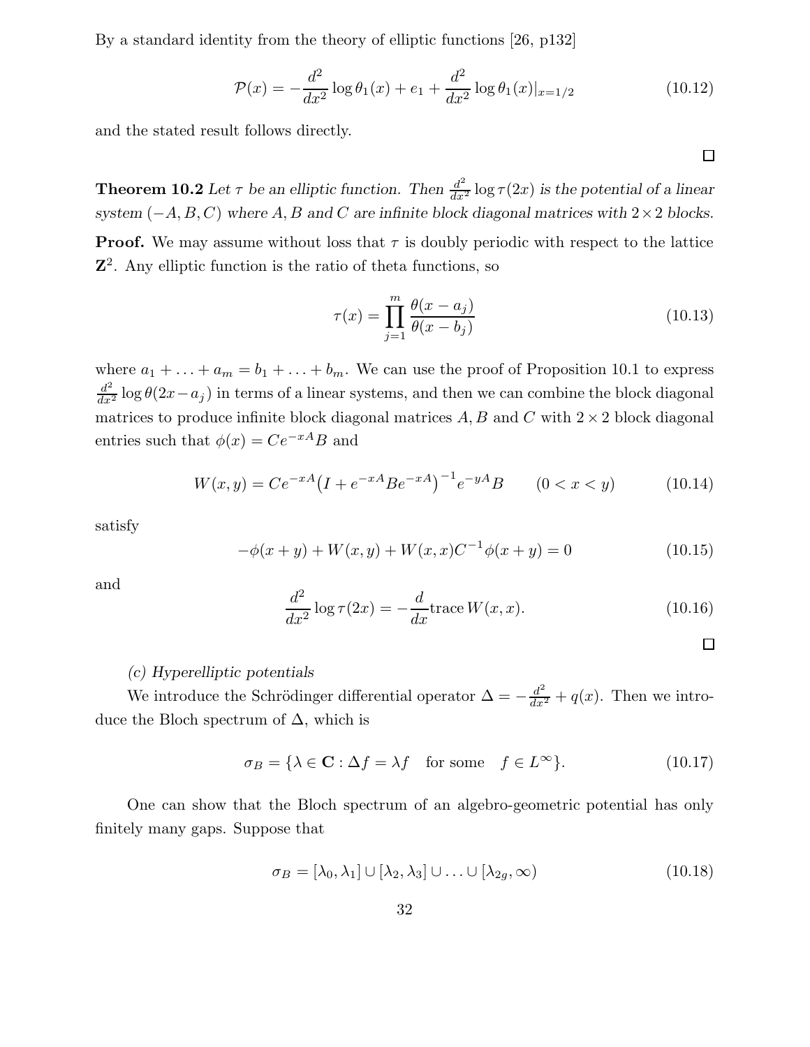By a standard identity from the theory of elliptic functions [26, p132]

$$\mathcal{P}(x) = -\frac{d^2}{dx^2}\log\theta_1(x) + e_1 + \frac{d^2}{dx^2}\log\theta_1(x)|_{x=1/2} \tag{10.12}$$

and the stated result follows directly. □

**Theorem 10.2** *Let $\tau$ be an elliptic function. Then $\frac{d^2}{dx^2}\log\tau(2x)$ is the potential of a linear system $(-A, B, C)$ where $A, B$ and $C$ are infinite block diagonal matrices with $2\times 2$ blocks.*

**Proof.** We may assume without loss that $\tau$ is doubly periodic with respect to the lattice $\mathbf{Z}^2$. Any elliptic function is the ratio of theta functions, so

$$\tau(x) = \prod_{j=1}^{m}\frac{\theta(x-a_j)}{\theta(x-b_j)} \tag{10.13}$$

where $a_1 + \ldots + a_m = b_1 + \ldots + b_m$. We can use the proof of Proposition 10.1 to express $\frac{d^2}{dx^2}\log\theta(2x-a_j)$ in terms of a linear systems, and then we can combine the block diagonal matrices to produce infinite block diagonal matrices $A, B$ and $C$ with $2\times 2$ block diagonal entries such that $\phi(x) = Ce^{-xA}B$ and

$$W(x,y) = Ce^{-xA}\big(I + e^{-xA}Be^{-xA}\big)^{-1}e^{-yA}B \qquad (0 < x < y) \tag{10.14}$$

satisfy

$$-\phi(x+y) + W(x,y) + W(x,x)C^{-1}\phi(x+y) = 0 \tag{10.15}$$

and

$$\frac{d^2}{dx^2}\log\tau(2x) = -\frac{d}{dx}\mathrm{trace}\,W(x,x). \tag{10.16}$$

□

*(c) Hyperelliptic potentials*

We introduce the Schrödinger differential operator $\Delta = -\frac{d^2}{dx^2} + q(x)$. Then we introduce the Bloch spectrum of $\Delta$, which is

$$\sigma_B = \{\lambda \in \mathbf{C} : \Delta f = \lambda f \quad \text{for some} \quad f \in L^\infty\}. \tag{10.17}$$

One can show that the Bloch spectrum of an algebro-geometric potential has only finitely many gaps. Suppose that

$$\sigma_B = [\lambda_0, \lambda_1] \cup [\lambda_2, \lambda_3] \cup \ldots \cup [\lambda_{2g}, \infty) \tag{10.18}$$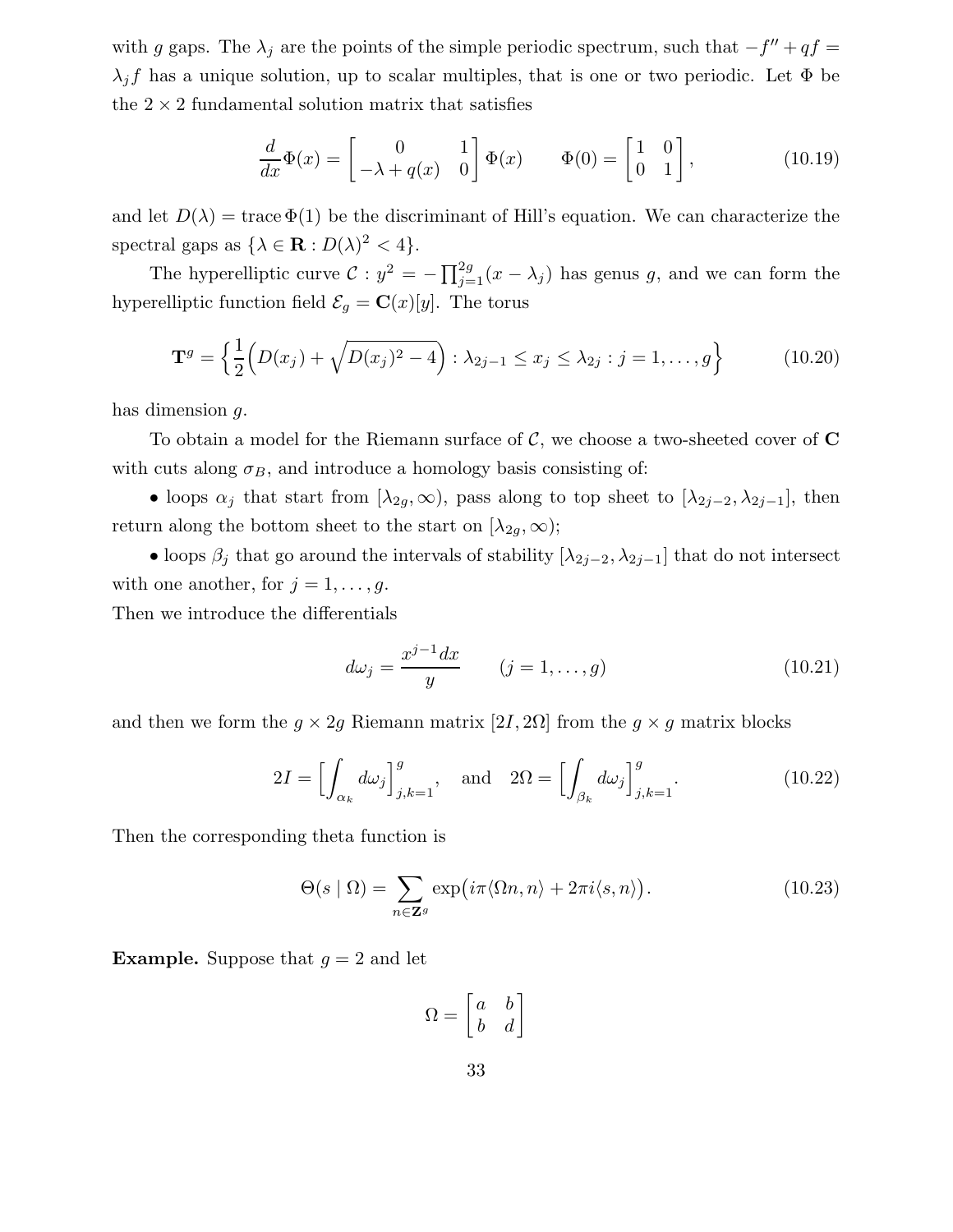with $g$ gaps. The $\lambda_j$ are the points of the simple periodic spectrum, such that $-f'' + qf = \lambda_j f$ has a unique solution, up to scalar multiples, that is one or two periodic. Let $\Phi$ be the $2 \times 2$ fundamental solution matrix that satisfies

$$\frac{d}{dx}\Phi(x) = \begin{bmatrix} 0 & 1 \\ -\lambda + q(x) & 0 \end{bmatrix} \Phi(x) \qquad \Phi(0) = \begin{bmatrix} 1 & 0 \\ 0 & 1 \end{bmatrix}, \tag{10.19}$$

and let $D(\lambda) = \operatorname{trace} \Phi(1)$ be the discriminant of Hill's equation. We can characterize the spectral gaps as $\{\lambda \in \mathbf{R} : D(\lambda)^2 < 4\}$.

The hyperelliptic curve $\mathcal{C} : y^2 = -\prod_{j=1}^{2g}(x - \lambda_j)$ has genus $g$, and we can form the hyperelliptic function field $\mathcal{E}_g = \mathbf{C}(x)[y]$. The torus

$$\mathbf{T}^g = \Big\{ \frac{1}{2}\Big(D(x_j) + \sqrt{D(x_j)^2 - 4}\Big) : \lambda_{2j-1} \leq x_j \leq \lambda_{2j} : j = 1, \dots, g \Big\} \tag{10.20}$$

has dimension $g$.

To obtain a model for the Riemann surface of $\mathcal{C}$, we choose a two-sheeted cover of $\mathbf{C}$ with cuts along $\sigma_B$, and introduce a homology basis consisting of:

• loops $\alpha_j$ that start from $[\lambda_{2g}, \infty)$, pass along to top sheet to $[\lambda_{2j-2}, \lambda_{2j-1}]$, then return along the bottom sheet to the start on $[\lambda_{2g}, \infty)$;

• loops $\beta_j$ that go around the intervals of stability $[\lambda_{2j-2}, \lambda_{2j-1}]$ that do not intersect with one another, for $j = 1, \dots, g$.

Then we introduce the differentials

$$d\omega_j = \frac{x^{j-1}dx}{y} \qquad (j = 1, \dots, g) \tag{10.21}$$

and then we form the $g \times 2g$ Riemann matrix $[2I, 2\Omega]$ from the $g \times g$ matrix blocks

$$2I = \Big[\int_{\alpha_k} d\omega_j\Big]_{j,k=1}^{g}, \quad \text{and} \quad 2\Omega = \Big[\int_{\beta_k} d\omega_j\Big]_{j,k=1}^{g}. \tag{10.22}$$

Then the corresponding theta function is

$$\Theta(s \mid \Omega) = \sum_{n \in \mathbf{Z}^g} \exp\big(i\pi\langle \Omega n, n\rangle + 2\pi i \langle s, n\rangle\big). \tag{10.23}$$

**Example.** Suppose that $g = 2$ and let

$$\Omega = \begin{bmatrix} a & b \\ b & d \end{bmatrix}$$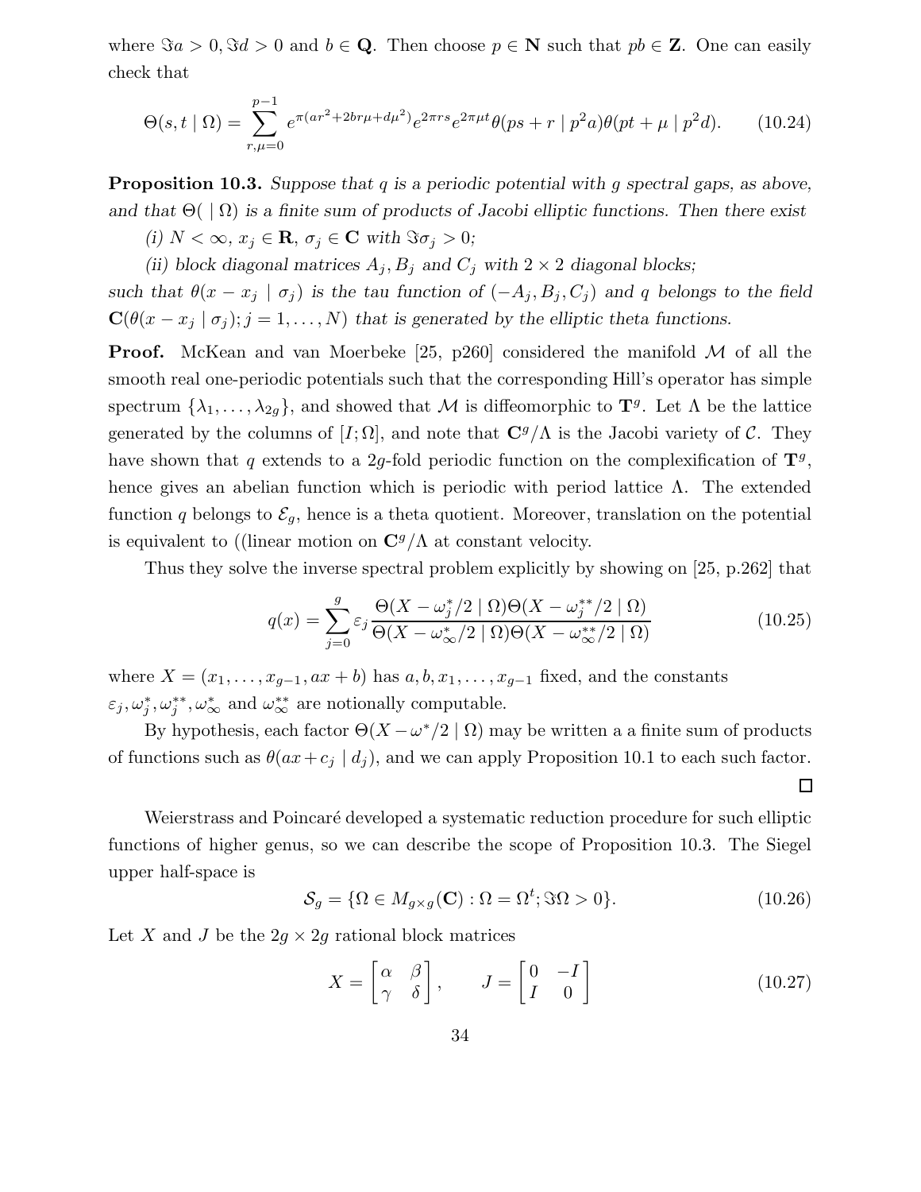where $\Im a > 0, \Im d > 0$ and $b \in \mathbf{Q}$. Then choose $p \in \mathbf{N}$ such that $pb \in \mathbf{Z}$. One can easily check that

$$\Theta(s,t \mid \Omega) = \sum_{r,\mu=0}^{p-1} e^{\pi(ar^2+2br\mu+d\mu^2)} e^{2\pi rs} e^{2\pi\mu t} \theta(ps+r \mid p^2 a)\theta(pt+\mu \mid p^2 d). \tag{10.24}$$

**Proposition 10.3.** *Suppose that $q$ is a periodic potential with $g$ spectral gaps, as above, and that $\Theta(\ \mid \Omega)$ is a finite sum of products of Jacobi elliptic functions. Then there exist*

*(i) $N < \infty$, $x_j \in \mathbf{R}$, $\sigma_j \in \mathbf{C}$ with $\Im \sigma_j > 0$;*

*(ii) block diagonal matrices $A_j, B_j$ and $C_j$ with $2\times 2$ diagonal blocks;*

*such that $\theta(x - x_j \mid \sigma_j)$ is the tau function of $(-A_j, B_j, C_j)$ and $q$ belongs to the field $\mathbf{C}(\theta(x - x_j \mid \sigma_j); j = 1, \dots, N)$ that is generated by the elliptic theta functions.*

**Proof.** McKean and van Moerbeke [25, p260] considered the manifold $\mathcal{M}$ of all the smooth real one-periodic potentials such that the corresponding Hill's operator has simple spectrum $\{\lambda_1, \dots, \lambda_{2g}\}$, and showed that $\mathcal{M}$ is diffeomorphic to $\mathbf{T}^g$. Let $\Lambda$ be the lattice generated by the columns of $[I;\Omega]$, and note that $\mathbf{C}^g/\Lambda$ is the Jacobi variety of $\mathcal{C}$. They have shown that $q$ extends to a $2g$-fold periodic function on the complexification of $\mathbf{T}^g$, hence gives an abelian function which is periodic with period lattice $\Lambda$. The extended function $q$ belongs to $\mathcal{E}_g$, hence is a theta quotient. Moreover, translation on the potential is equivalent to ((linear motion on $\mathbf{C}^g/\Lambda$ at constant velocity.

Thus they solve the inverse spectral problem explicitly by showing on [25, p.262] that

$$q(x) = \sum_{j=0}^{g} \varepsilon_j \frac{\Theta(X - \omega_j^*/2 \mid \Omega)\Theta(X - \omega_j^{**}/2 \mid \Omega)}{\Theta(X - \omega_\infty^*/2 \mid \Omega)\Theta(X - \omega_\infty^{**}/2 \mid \Omega)} \tag{10.25}$$

where $X = (x_1, \dots, x_{g-1}, ax + b)$ has $a, b, x_1, \dots, x_{g-1}$ fixed, and the constants $\varepsilon_j, \omega_j^*, \omega_j^{**}, \omega_\infty^*$ and $\omega_\infty^{**}$ are notionally computable.

By hypothesis, each factor $\Theta(X - \omega^*/2 \mid \Omega)$ may be written a a finite sum of products of functions such as $\theta(ax + c_j \mid d_j)$, and we can apply Proposition 10.1 to each such factor. $\square$

Weierstrass and Poincaré developed a systematic reduction procedure for such elliptic functions of higher genus, so we can describe the scope of Proposition 10.3. The Siegel upper half-space is

$$\mathcal{S}_g = \{\Omega \in M_{g\times g}(\mathbf{C}) : \Omega = \Omega^t; \Im\Omega > 0\}. \tag{10.26}$$

Let $X$ and $J$ be the $2g \times 2g$ rational block matrices

$$X = \begin{bmatrix} \alpha & \beta \\ \gamma & \delta \end{bmatrix}, \qquad J = \begin{bmatrix} 0 & -I \\ I & 0 \end{bmatrix} \tag{10.27}$$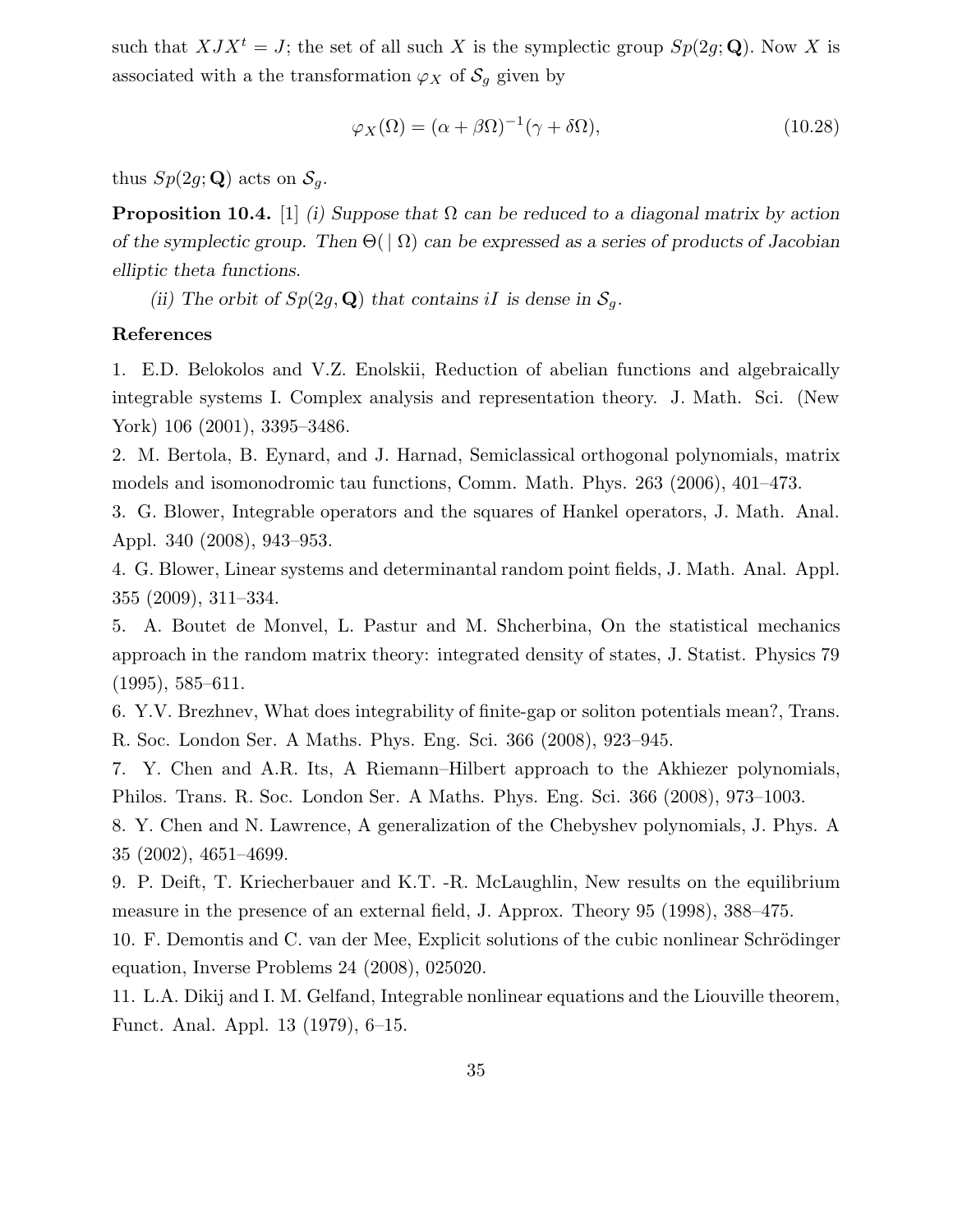such that $XJX^t = J$; the set of all such $X$ is the symplectic group $Sp(2g; \mathbf{Q})$. Now $X$ is associated with a the transformation $\varphi_X$ of $\mathcal{S}_g$ given by

$$\varphi_X(\Omega) = (\alpha + \beta\Omega)^{-1}(\gamma + \delta\Omega), \tag{10.28}$$

thus $Sp(2g; \mathbf{Q})$ acts on $\mathcal{S}_g$.

**Proposition 10.4.** [1] *(i) Suppose that $\Omega$ can be reduced to a diagonal matrix by action of the symplectic group. Then $\Theta(\,|\,\Omega)$ can be expressed as a series of products of Jacobian elliptic theta functions.*

*(ii) The orbit of $Sp(2g, \mathbf{Q})$ that contains $iI$ is dense in $\mathcal{S}_g$.*

## References

1. E.D. Belokolos and V.Z. Enolskii, Reduction of abelian functions and algebraically integrable systems I. Complex analysis and representation theory. J. Math. Sci. (New York) 106 (2001), 3395–3486.

2. M. Bertola, B. Eynard, and J. Harnad, Semiclassical orthogonal polynomials, matrix models and isomonodromic tau functions, Comm. Math. Phys. 263 (2006), 401–473.

3. G. Blower, Integrable operators and the squares of Hankel operators, J. Math. Anal. Appl. 340 (2008), 943–953.

4. G. Blower, Linear systems and determinantal random point fields, J. Math. Anal. Appl. 355 (2009), 311–334.

5. A. Boutet de Monvel, L. Pastur and M. Shcherbina, On the statistical mechanics approach in the random matrix theory: integrated density of states, J. Statist. Physics 79 (1995), 585–611.

6. Y.V. Brezhnev, What does integrability of finite-gap or soliton potentials mean?, Trans. R. Soc. London Ser. A Maths. Phys. Eng. Sci. 366 (2008), 923–945.

7. Y. Chen and A.R. Its, A Riemann–Hilbert approach to the Akhiezer polynomials, Philos. Trans. R. Soc. London Ser. A Maths. Phys. Eng. Sci. 366 (2008), 973–1003.

8. Y. Chen and N. Lawrence, A generalization of the Chebyshev polynomials, J. Phys. A 35 (2002), 4651–4699.

9. P. Deift, T. Kriecherbauer and K.T. -R. McLaughlin, New results on the equilibrium measure in the presence of an external field, J. Approx. Theory 95 (1998), 388–475.

10. F. Demontis and C. van der Mee, Explicit solutions of the cubic nonlinear Schrödinger equation, Inverse Problems 24 (2008), 025020.

11. L.A. Dikij and I. M. Gelfand, Integrable nonlinear equations and the Liouville theorem, Funct. Anal. Appl. 13 (1979), 6–15.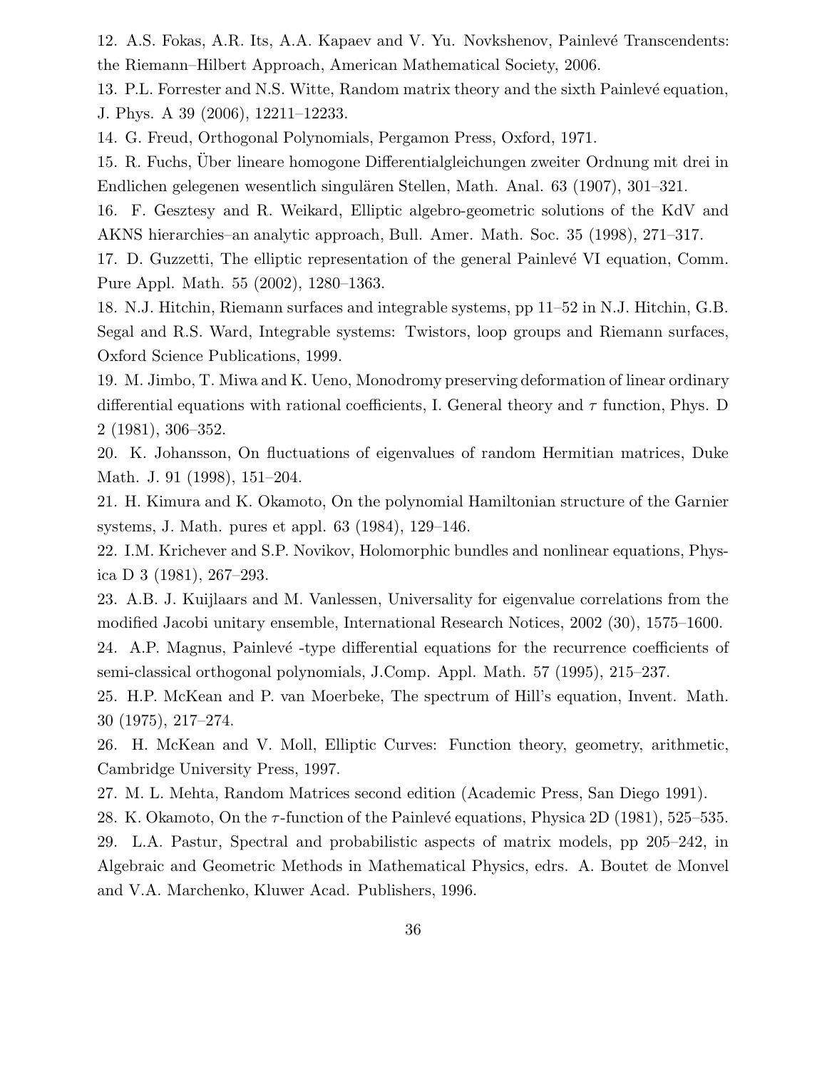12. A.S. Fokas, A.R. Its, A.A. Kapaev and V. Yu. Novkshenov, Painlevé Transcendents: the Riemann–Hilbert Approach, American Mathematical Society, 2006.

13. P.L. Forrester and N.S. Witte, Random matrix theory and the sixth Painlevé equation, J. Phys. A 39 (2006), 12211–12233.

14. G. Freud, Orthogonal Polynomials, Pergamon Press, Oxford, 1971.

15. R. Fuchs, Über lineare homogone Differentialgleichungen zweiter Ordnung mit drei in Endlichen gelegenen wesentlich singulären Stellen, Math. Anal. 63 (1907), 301–321.

16. F. Gesztesy and R. Weikard, Elliptic algebro-geometric solutions of the KdV and AKNS hierarchies–an analytic approach, Bull. Amer. Math. Soc. 35 (1998), 271–317.

17. D. Guzzetti, The elliptic representation of the general Painlevé VI equation, Comm. Pure Appl. Math. 55 (2002), 1280–1363.

18. N.J. Hitchin, Riemann surfaces and integrable systems, pp 11–52 in N.J. Hitchin, G.B. Segal and R.S. Ward, Integrable systems: Twistors, loop groups and Riemann surfaces, Oxford Science Publications, 1999.

19. M. Jimbo, T. Miwa and K. Ueno, Monodromy preserving deformation of linear ordinary differential equations with rational coefficients, I. General theory and $\tau$ function, Phys. D 2 (1981), 306–352.

20. K. Johansson, On fluctuations of eigenvalues of random Hermitian matrices, Duke Math. J. 91 (1998), 151–204.

21. H. Kimura and K. Okamoto, On the polynomial Hamiltonian structure of the Garnier systems, J. Math. pures et appl. 63 (1984), 129–146.

22. I.M. Krichever and S.P. Novikov, Holomorphic bundles and nonlinear equations, Physica D 3 (1981), 267–293.

23. A.B. J. Kuijlaars and M. Vanlessen, Universality for eigenvalue correlations from the modified Jacobi unitary ensemble, International Research Notices, 2002 (30), 1575–1600.

24. A.P. Magnus, Painlevé -type differential equations for the recurrence coefficients of semi-classical orthogonal polynomials, J.Comp. Appl. Math. 57 (1995), 215–237.

25. H.P. McKean and P. van Moerbeke, The spectrum of Hill's equation, Invent. Math. 30 (1975), 217–274.

26. H. McKean and V. Moll, Elliptic Curves: Function theory, geometry, arithmetic, Cambridge University Press, 1997.

27. M. L. Mehta, Random Matrices second edition (Academic Press, San Diego 1991).

28. K. Okamoto, On the $\tau$-function of the Painlevé equations, Physica 2D (1981), 525–535.

29. L.A. Pastur, Spectral and probabilistic aspects of matrix models, pp 205–242, in Algebraic and Geometric Methods in Mathematical Physics, edrs. A. Boutet de Monvel and V.A. Marchenko, Kluwer Acad. Publishers, 1996.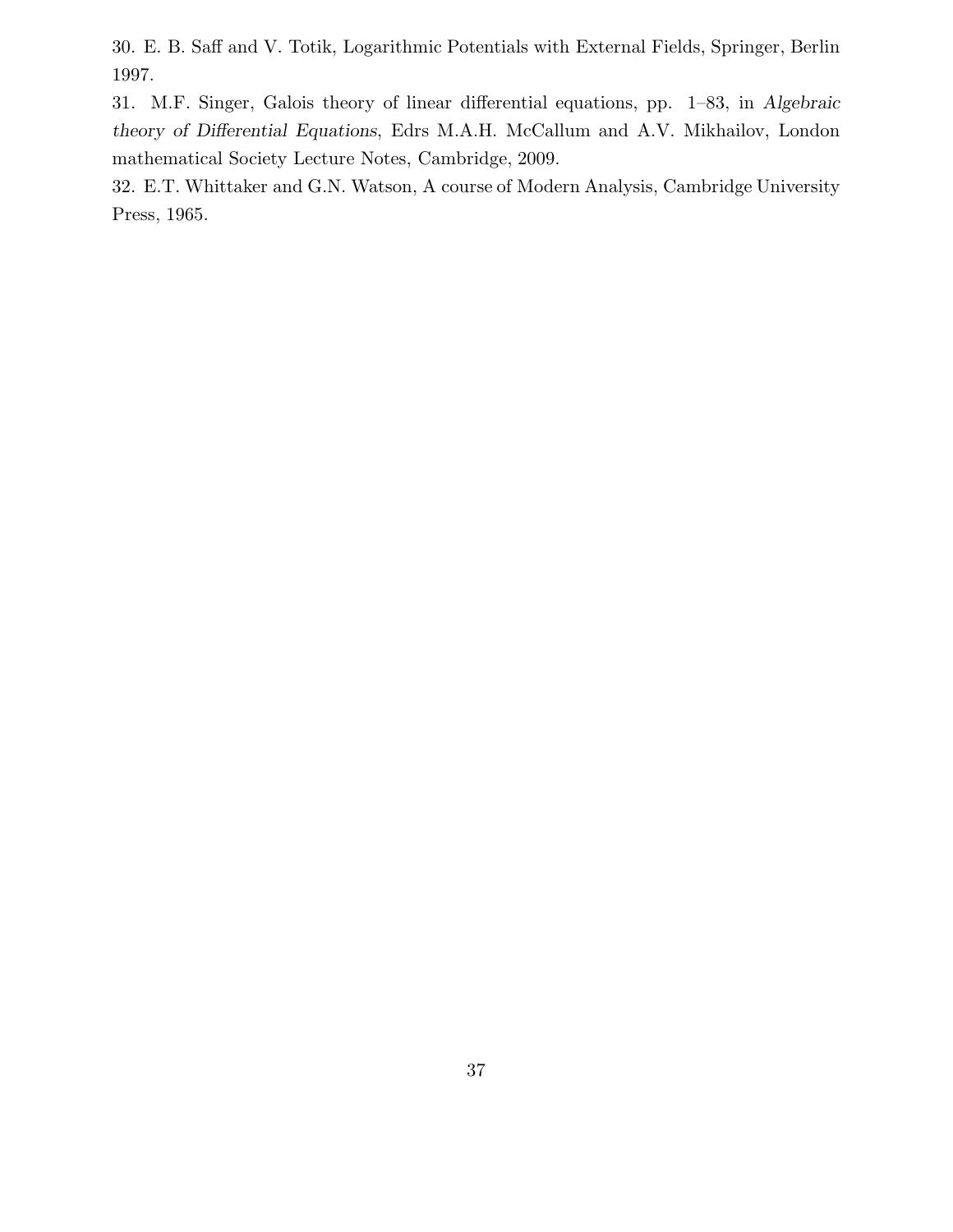30. E. B. Saff and V. Totik, Logarithmic Potentials with External Fields, Springer, Berlin 1997.

31. M.F. Singer, Galois theory of linear differential equations, pp. 1–83, in *Algebraic theory of Differential Equations*, Edrs M.A.H. McCallum and A.V. Mikhailov, London mathematical Society Lecture Notes, Cambridge, 2009.

32. E.T. Whittaker and G.N. Watson, A course of Modern Analysis, Cambridge University Press, 1965.